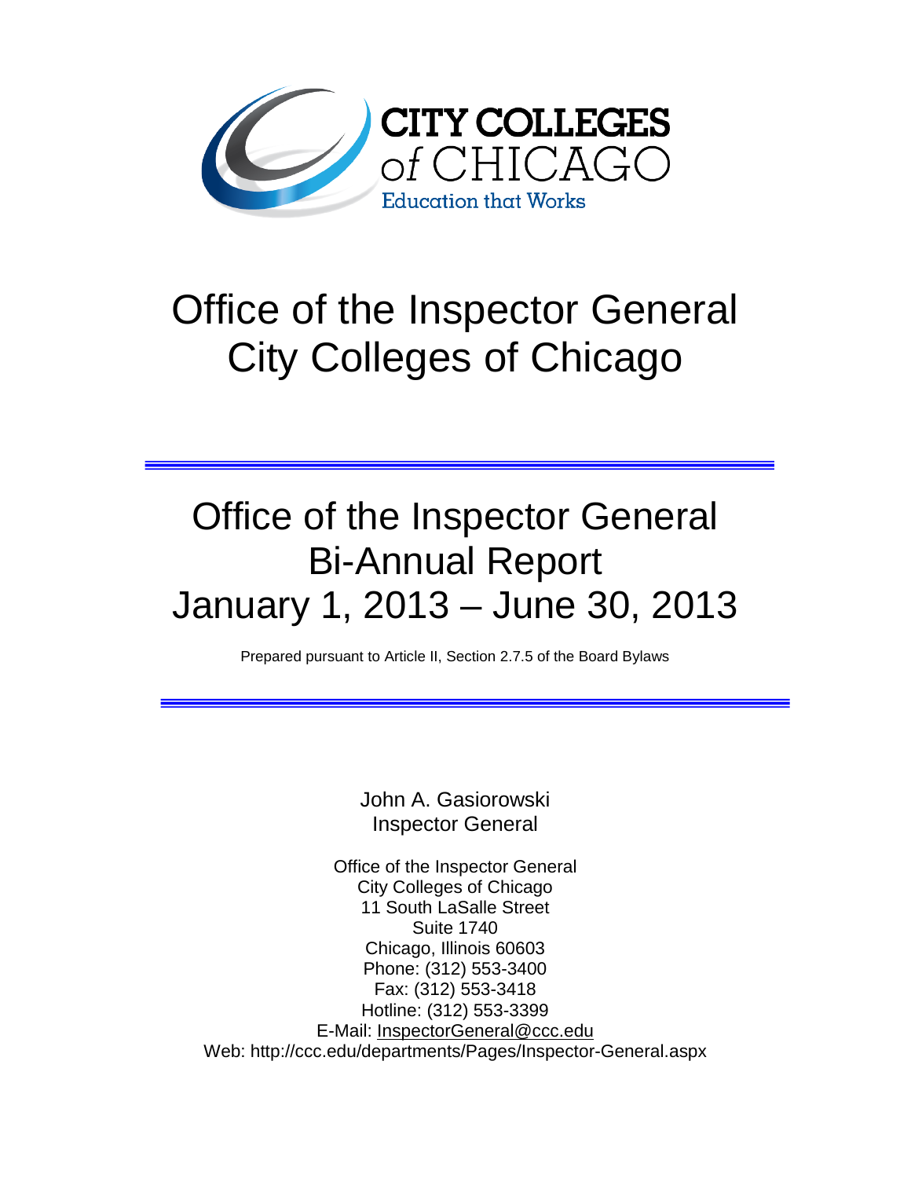CITY COLLEGES of CHICAGO
Education that Works

# Office of the Inspector General
# City Colleges of Chicago

---

# Office of the Inspector General
# Bi-Annual Report
# January 1, 2013 – June 30, 2013

Prepared pursuant to Article II, Section 2.7.5 of the Board Bylaws

---

John A. Gasiorowski
Inspector General

Office of the Inspector General
City Colleges of Chicago
11 South LaSalle Street
Suite 1740
Chicago, Illinois 60603
Phone: (312) 553-3400
Fax: (312) 553-3418
Hotline: (312) 553-3399
E-Mail: InspectorGeneral@ccc.edu
Web: http://ccc.edu/departments/Pages/Inspector-General.aspx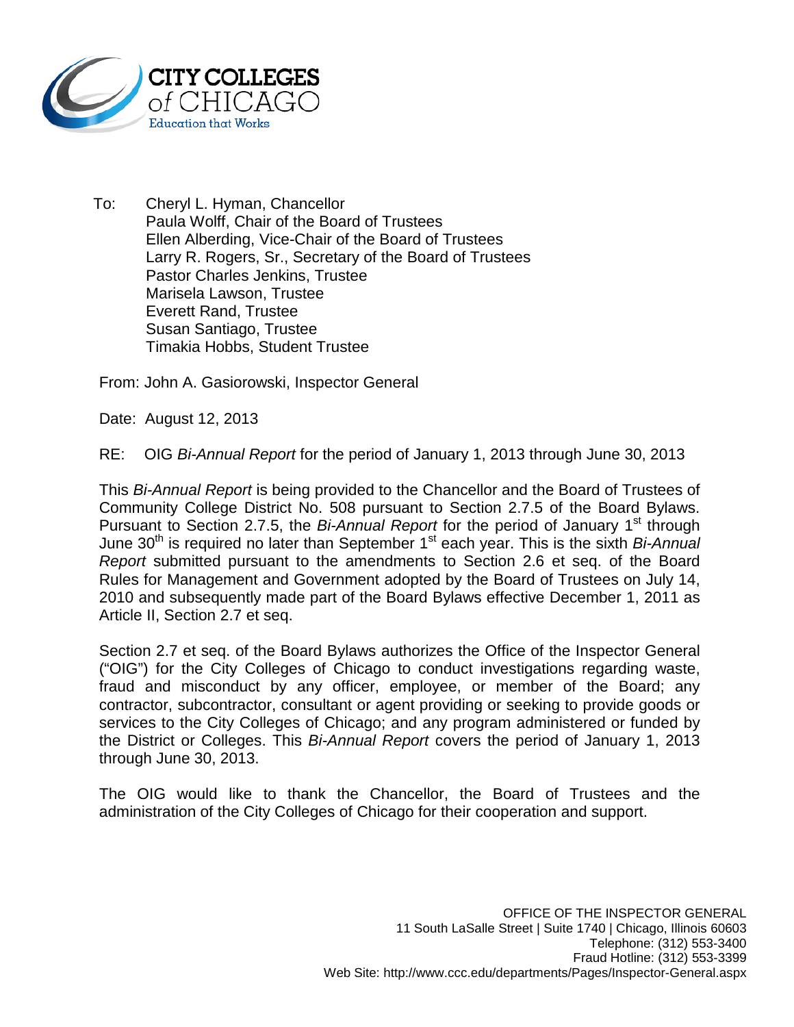**CITY COLLEGES of CHICAGO**
Education that Works

To: Cheryl L. Hyman, Chancellor
Paula Wolff, Chair of the Board of Trustees
Ellen Alberding, Vice-Chair of the Board of Trustees
Larry R. Rogers, Sr., Secretary of the Board of Trustees
Pastor Charles Jenkins, Trustee
Marisela Lawson, Trustee
Everett Rand, Trustee
Susan Santiago, Trustee
Timakia Hobbs, Student Trustee

From: John A. Gasiorowski, Inspector General

Date: August 12, 2013

RE: OIG *Bi-Annual Report* for the period of January 1, 2013 through June 30, 2013

This *Bi-Annual Report* is being provided to the Chancellor and the Board of Trustees of Community College District No. 508 pursuant to Section 2.7.5 of the Board Bylaws. Pursuant to Section 2.7.5, the *Bi-Annual Report* for the period of January 1st through June 30th is required no later than September 1st each year. This is the sixth *Bi-Annual Report* submitted pursuant to the amendments to Section 2.6 et seq. of the Board Rules for Management and Government adopted by the Board of Trustees on July 14, 2010 and subsequently made part of the Board Bylaws effective December 1, 2011 as Article II, Section 2.7 et seq.

Section 2.7 et seq. of the Board Bylaws authorizes the Office of the Inspector General ("OIG") for the City Colleges of Chicago to conduct investigations regarding waste, fraud and misconduct by any officer, employee, or member of the Board; any contractor, subcontractor, consultant or agent providing or seeking to provide goods or services to the City Colleges of Chicago; and any program administered or funded by the District or Colleges. This *Bi-Annual Report* covers the period of January 1, 2013 through June 30, 2013.

The OIG would like to thank the Chancellor, the Board of Trustees and the administration of the City Colleges of Chicago for their cooperation and support.

OFFICE OF THE INSPECTOR GENERAL
11 South LaSalle Street | Suite 1740 | Chicago, Illinois 60603
Telephone: (312) 553-3400
Fraud Hotline: (312) 553-3399
Web Site: http://www.ccc.edu/departments/Pages/Inspector-General.aspx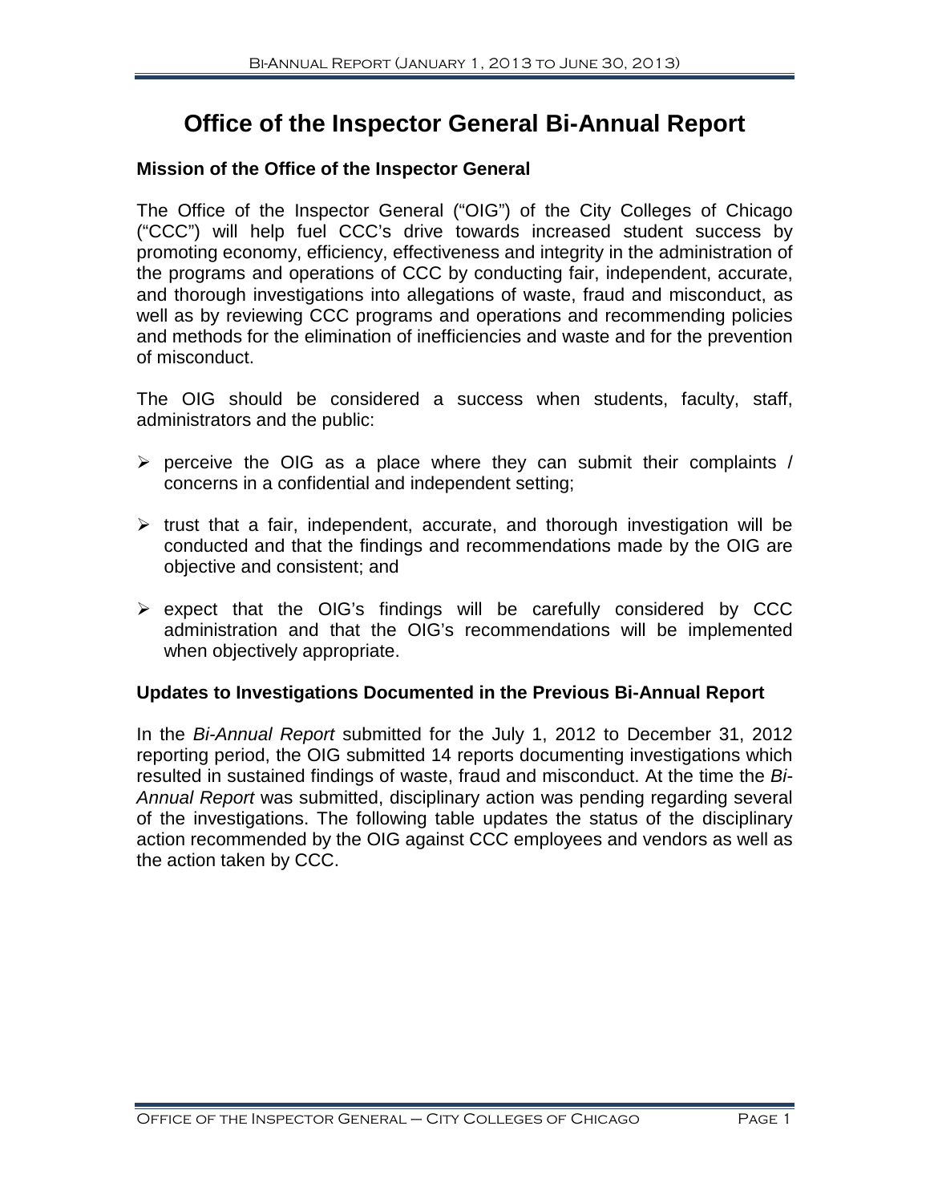# Office of the Inspector General Bi-Annual Report

### Mission of the Office of the Inspector General

The Office of the Inspector General ("OIG") of the City Colleges of Chicago ("CCC") will help fuel CCC's drive towards increased student success by promoting economy, efficiency, effectiveness and integrity in the administration of the programs and operations of CCC by conducting fair, independent, accurate, and thorough investigations into allegations of waste, fraud and misconduct, as well as by reviewing CCC programs and operations and recommending policies and methods for the elimination of inefficiencies and waste and for the prevention of misconduct.

The OIG should be considered a success when students, faculty, staff, administrators and the public:

- perceive the OIG as a place where they can submit their complaints / concerns in a confidential and independent setting;
- trust that a fair, independent, accurate, and thorough investigation will be conducted and that the findings and recommendations made by the OIG are objective and consistent; and
- expect that the OIG's findings will be carefully considered by CCC administration and that the OIG's recommendations will be implemented when objectively appropriate.

### Updates to Investigations Documented in the Previous Bi-Annual Report

In the *Bi-Annual Report* submitted for the July 1, 2012 to December 31, 2012 reporting period, the OIG submitted 14 reports documenting investigations which resulted in sustained findings of waste, fraud and misconduct. At the time the *Bi-Annual Report* was submitted, disciplinary action was pending regarding several of the investigations. The following table updates the status of the disciplinary action recommended by the OIG against CCC employees and vendors as well as the action taken by CCC.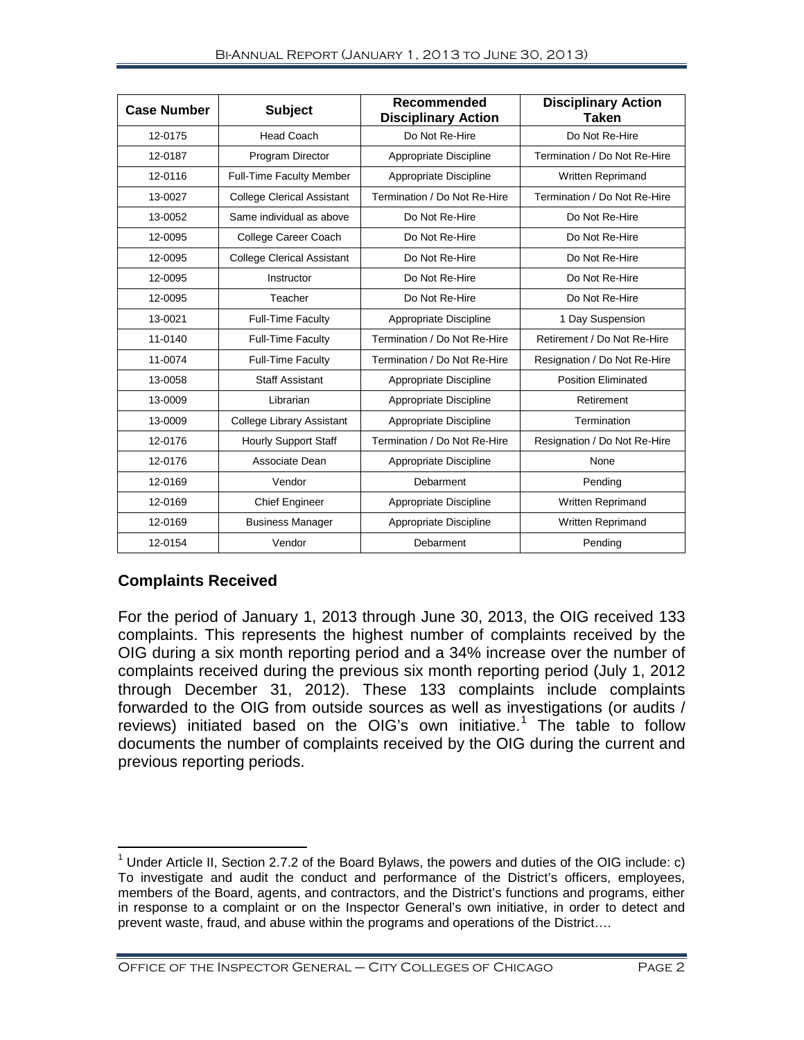| Case Number | Subject | Recommended Disciplinary Action | Disciplinary Action Taken |
|---|---|---|---|
| 12-0175 | Head Coach | Do Not Re-Hire | Do Not Re-Hire |
| 12-0187 | Program Director | Appropriate Discipline | Termination / Do Not Re-Hire |
| 12-0116 | Full-Time Faculty Member | Appropriate Discipline | Written Reprimand |
| 13-0027 | College Clerical Assistant | Termination / Do Not Re-Hire | Termination / Do Not Re-Hire |
| 13-0052 | Same individual as above | Do Not Re-Hire | Do Not Re-Hire |
| 12-0095 | College Career Coach | Do Not Re-Hire | Do Not Re-Hire |
| 12-0095 | College Clerical Assistant | Do Not Re-Hire | Do Not Re-Hire |
| 12-0095 | Instructor | Do Not Re-Hire | Do Not Re-Hire |
| 12-0095 | Teacher | Do Not Re-Hire | Do Not Re-Hire |
| 13-0021 | Full-Time Faculty | Appropriate Discipline | 1 Day Suspension |
| 11-0140 | Full-Time Faculty | Termination / Do Not Re-Hire | Retirement / Do Not Re-Hire |
| 11-0074 | Full-Time Faculty | Termination / Do Not Re-Hire | Resignation / Do Not Re-Hire |
| 13-0058 | Staff Assistant | Appropriate Discipline | Position Eliminated |
| 13-0009 | Librarian | Appropriate Discipline | Retirement |
| 13-0009 | College Library Assistant | Appropriate Discipline | Termination |
| 12-0176 | Hourly Support Staff | Termination / Do Not Re-Hire | Resignation / Do Not Re-Hire |
| 12-0176 | Associate Dean | Appropriate Discipline | None |
| 12-0169 | Vendor | Debarment | Pending |
| 12-0169 | Chief Engineer | Appropriate Discipline | Written Reprimand |
| 12-0169 | Business Manager | Appropriate Discipline | Written Reprimand |
| 12-0154 | Vendor | Debarment | Pending |

## Complaints Received

For the period of January 1, 2013 through June 30, 2013, the OIG received 133 complaints. This represents the highest number of complaints received by the OIG during a six month reporting period and a 34% increase over the number of complaints received during the previous six month reporting period (July 1, 2012 through December 31, 2012). These 133 complaints include complaints forwarded to the OIG from outside sources as well as investigations (or audits / reviews) initiated based on the OIG's own initiative.[1] The table to follow documents the number of complaints received by the OIG during the current and previous reporting periods.

[1] Under Article II, Section 2.7.2 of the Board Bylaws, the powers and duties of the OIG include: c) To investigate and audit the conduct and performance of the District's officers, employees, members of the Board, agents, and contractors, and the District's functions and programs, either in response to a complaint or on the Inspector General's own initiative, in order to detect and prevent waste, fraud, and abuse within the programs and operations of the District….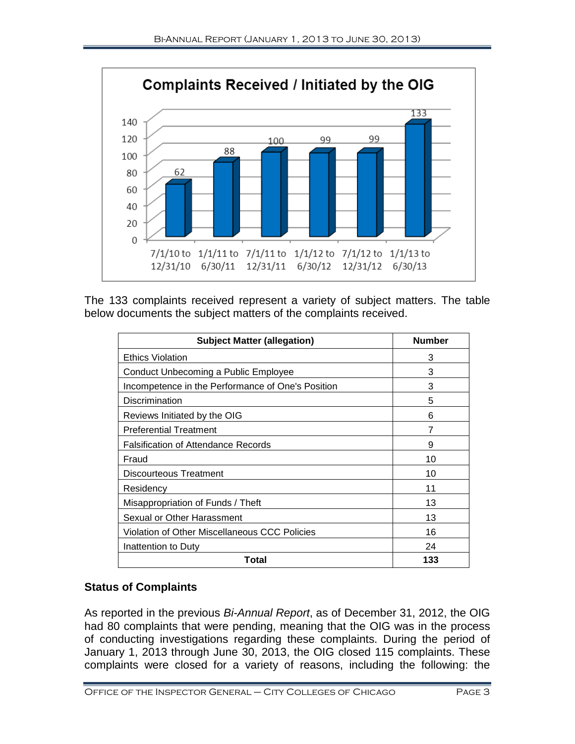**Complaints Received / Initiated by the OIG**

| Period | Complaints |
|---|---|
| 7/1/10 to 12/31/10 | 62 |
| 1/1/11 to 6/30/11 | 88 |
| 7/1/11 to 12/31/11 | 100 |
| 1/1/12 to 6/30/12 | 99 |
| 7/1/12 to 12/31/12 | 99 |
| 1/1/13 to 6/30/13 | 133 |

The 133 complaints received represent a variety of subject matters. The table below documents the subject matters of the complaints received.

| Subject Matter (allegation) | Number |
|---|---|
| Ethics Violation | 3 |
| Conduct Unbecoming a Public Employee | 3 |
| Incompetence in the Performance of One's Position | 3 |
| Discrimination | 5 |
| Reviews Initiated by the OIG | 6 |
| Preferential Treatment | 7 |
| Falsification of Attendance Records | 9 |
| Fraud | 10 |
| Discourteous Treatment | 10 |
| Residency | 11 |
| Misappropriation of Funds / Theft | 13 |
| Sexual or Other Harassment | 13 |
| Violation of Other Miscellaneous CCC Policies | 16 |
| Inattention to Duty | 24 |
| **Total** | **133** |

## Status of Complaints

As reported in the previous *Bi-Annual Report*, as of December 31, 2012, the OIG had 80 complaints that were pending, meaning that the OIG was in the process of conducting investigations regarding these complaints. During the period of January 1, 2013 through June 30, 2013, the OIG closed 115 complaints. These complaints were closed for a variety of reasons, including the following: the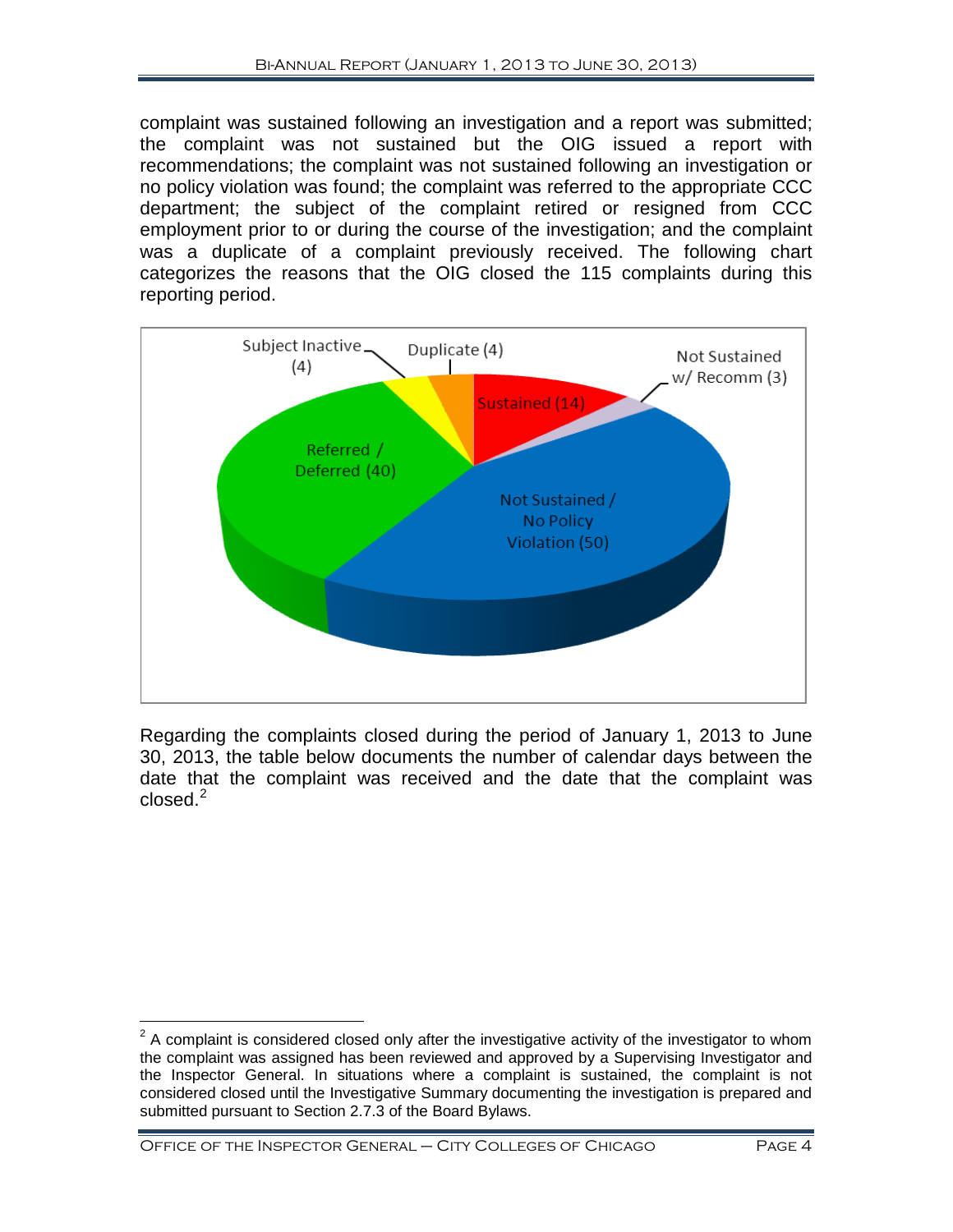complaint was sustained following an investigation and a report was submitted; the complaint was not sustained but the OIG issued a report with recommendations; the complaint was not sustained following an investigation or no policy violation was found; the complaint was referred to the appropriate CCC department; the subject of the complaint retired or resigned from CCC employment prior to or during the course of the investigation; and the complaint was a duplicate of a complaint previously received. The following chart categorizes the reasons that the OIG closed the 115 complaints during this reporting period.

Regarding the complaints closed during the period of January 1, 2013 to June 30, 2013, the table below documents the number of calendar days between the date that the complaint was received and the date that the complaint was closed.[2]

---

[2] A complaint is considered closed only after the investigative activity of the investigator to whom the complaint was assigned has been reviewed and approved by a Supervising Investigator and the Inspector General. In situations where a complaint is sustained, the complaint is not considered closed until the Investigative Summary documenting the investigation is prepared and submitted pursuant to Section 2.7.3 of the Board Bylaws.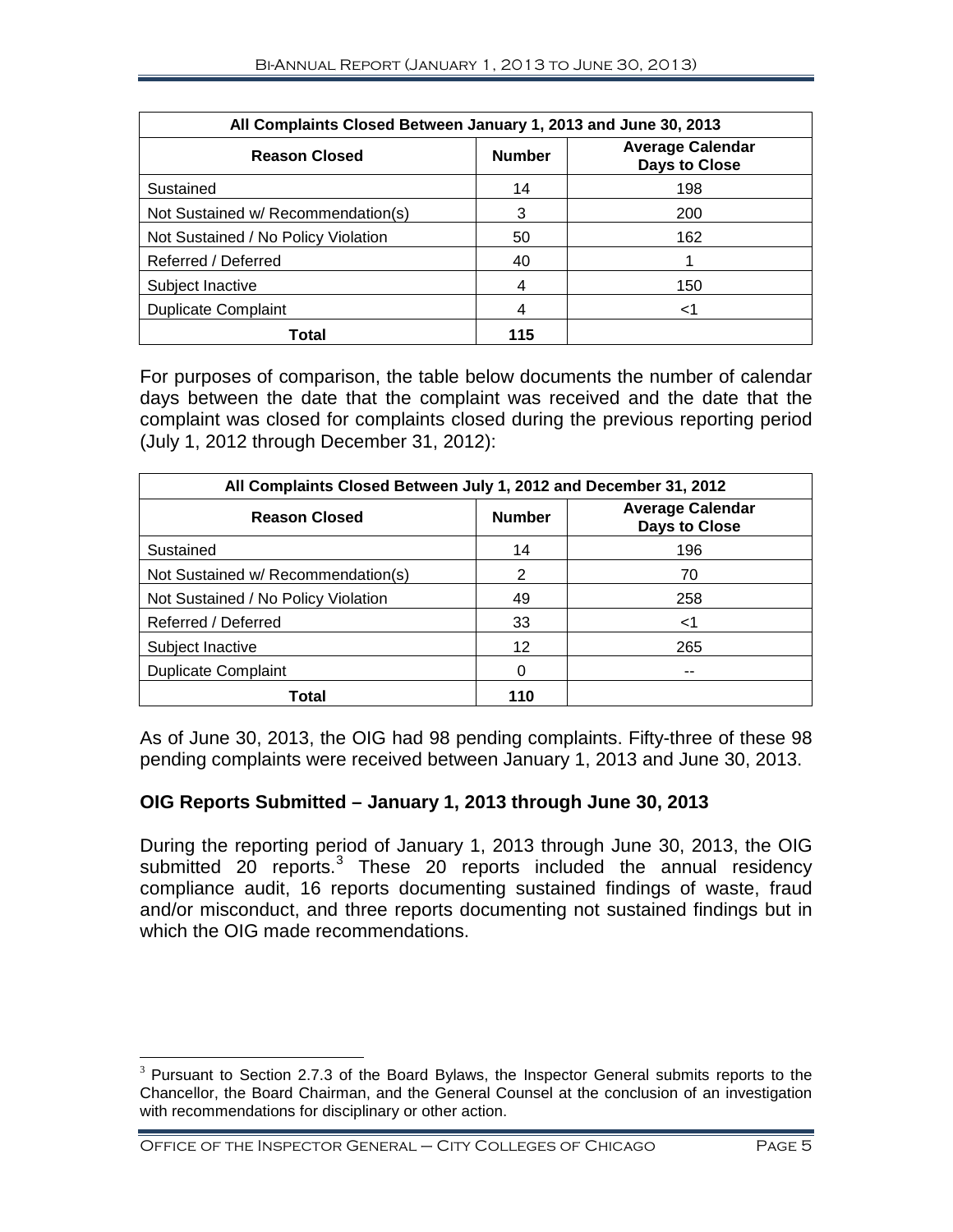| All Complaints Closed Between January 1, 2013 and June 30, 2013 | | |
|---|---|---|
| **Reason Closed** | **Number** | **Average Calendar Days to Close** |
| Sustained | 14 | 198 |
| Not Sustained w/ Recommendation(s) | 3 | 200 |
| Not Sustained / No Policy Violation | 50 | 162 |
| Referred / Deferred | 40 | 1 |
| Subject Inactive | 4 | 150 |
| Duplicate Complaint | 4 | <1 |
| **Total** | **115** | |

For purposes of comparison, the table below documents the number of calendar days between the date that the complaint was received and the date that the complaint was closed for complaints closed during the previous reporting period (July 1, 2012 through December 31, 2012):

| All Complaints Closed Between July 1, 2012 and December 31, 2012 | | |
|---|---|---|
| **Reason Closed** | **Number** | **Average Calendar Days to Close** |
| Sustained | 14 | 196 |
| Not Sustained w/ Recommendation(s) | 2 | 70 |
| Not Sustained / No Policy Violation | 49 | 258 |
| Referred / Deferred | 33 | <1 |
| Subject Inactive | 12 | 265 |
| Duplicate Complaint | 0 | -- |
| **Total** | **110** | |

As of June 30, 2013, the OIG had 98 pending complaints. Fifty-three of these 98 pending complaints were received between January 1, 2013 and June 30, 2013.

### OIG Reports Submitted – January 1, 2013 through June 30, 2013

During the reporting period of January 1, 2013 through June 30, 2013, the OIG submitted 20 reports.[3] These 20 reports included the annual residency compliance audit, 16 reports documenting sustained findings of waste, fraud and/or misconduct, and three reports documenting not sustained findings but in which the OIG made recommendations.

[3] Pursuant to Section 2.7.3 of the Board Bylaws, the Inspector General submits reports to the Chancellor, the Board Chairman, and the General Counsel at the conclusion of an investigation with recommendations for disciplinary or other action.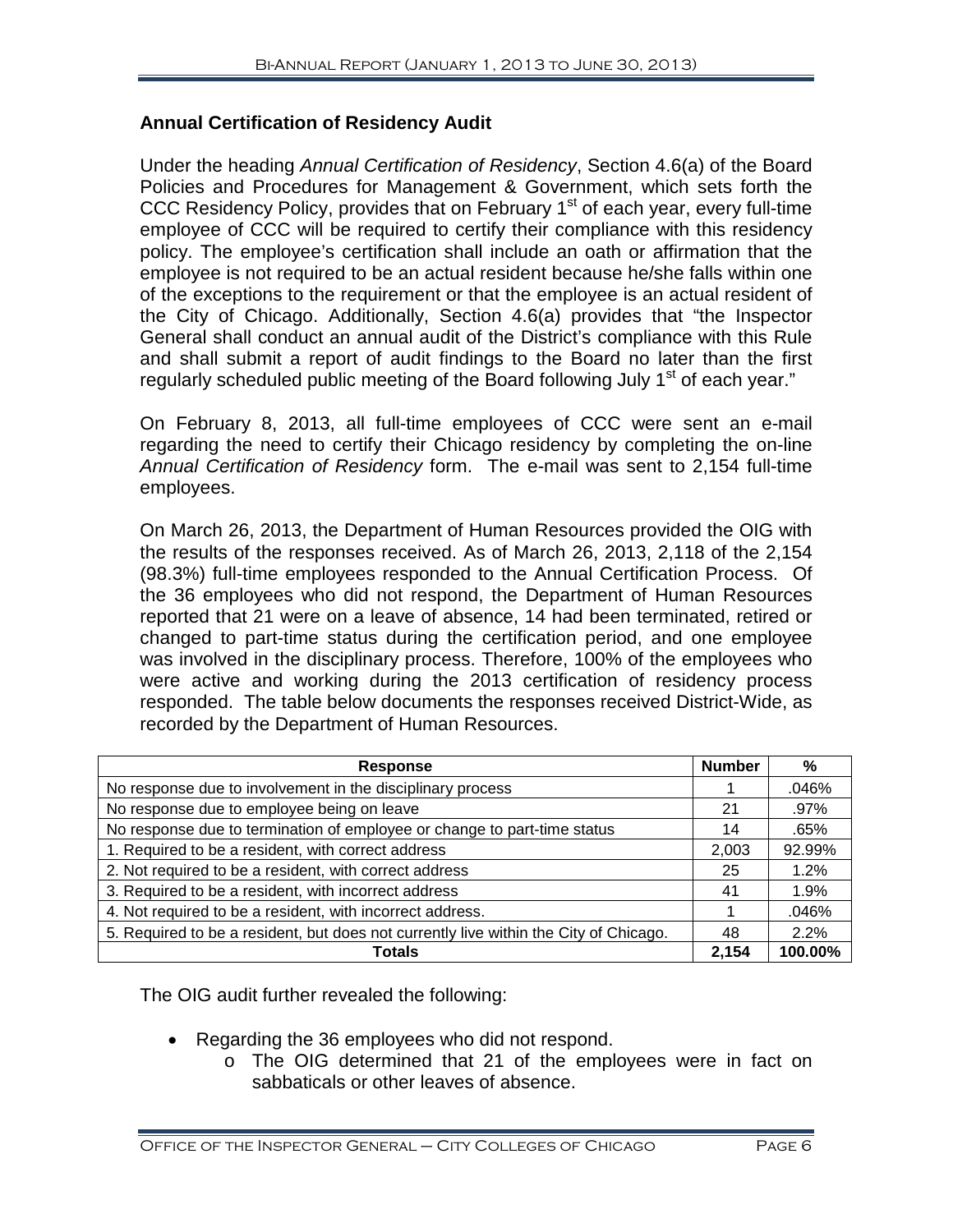### Annual Certification of Residency Audit

Under the heading *Annual Certification of Residency*, Section 4.6(a) of the Board Policies and Procedures for Management & Government, which sets forth the CCC Residency Policy, provides that on February 1st of each year, every full-time employee of CCC will be required to certify their compliance with this residency policy. The employee's certification shall include an oath or affirmation that the employee is not required to be an actual resident because he/she falls within one of the exceptions to the requirement or that the employee is an actual resident of the City of Chicago. Additionally, Section 4.6(a) provides that "the Inspector General shall conduct an annual audit of the District's compliance with this Rule and shall submit a report of audit findings to the Board no later than the first regularly scheduled public meeting of the Board following July 1st of each year."

On February 8, 2013, all full-time employees of CCC were sent an e-mail regarding the need to certify their Chicago residency by completing the on-line *Annual Certification of Residency* form. The e-mail was sent to 2,154 full-time employees.

On March 26, 2013, the Department of Human Resources provided the OIG with the results of the responses received. As of March 26, 2013, 2,118 of the 2,154 (98.3%) full-time employees responded to the Annual Certification Process. Of the 36 employees who did not respond, the Department of Human Resources reported that 21 were on a leave of absence, 14 had been terminated, retired or changed to part-time status during the certification period, and one employee was involved in the disciplinary process. Therefore, 100% of the employees who were active and working during the 2013 certification of residency process responded. The table below documents the responses received District-Wide, as recorded by the Department of Human Resources.

| Response | Number | % |
|---|---|---|
| No response due to involvement in the disciplinary process | 1 | .046% |
| No response due to employee being on leave | 21 | .97% |
| No response due to termination of employee or change to part-time status | 14 | .65% |
| 1. Required to be a resident, with correct address | 2,003 | 92.99% |
| 2. Not required to be a resident, with correct address | 25 | 1.2% |
| 3. Required to be a resident, with incorrect address | 41 | 1.9% |
| 4. Not required to be a resident, with incorrect address. | 1 | .046% |
| 5. Required to be a resident, but does not currently live within the City of Chicago. | 48 | 2.2% |
| **Totals** | **2,154** | **100.00%** |

The OIG audit further revealed the following:

- Regarding the 36 employees who did not respond.
    - The OIG determined that 21 of the employees were in fact on sabbaticals or other leaves of absence.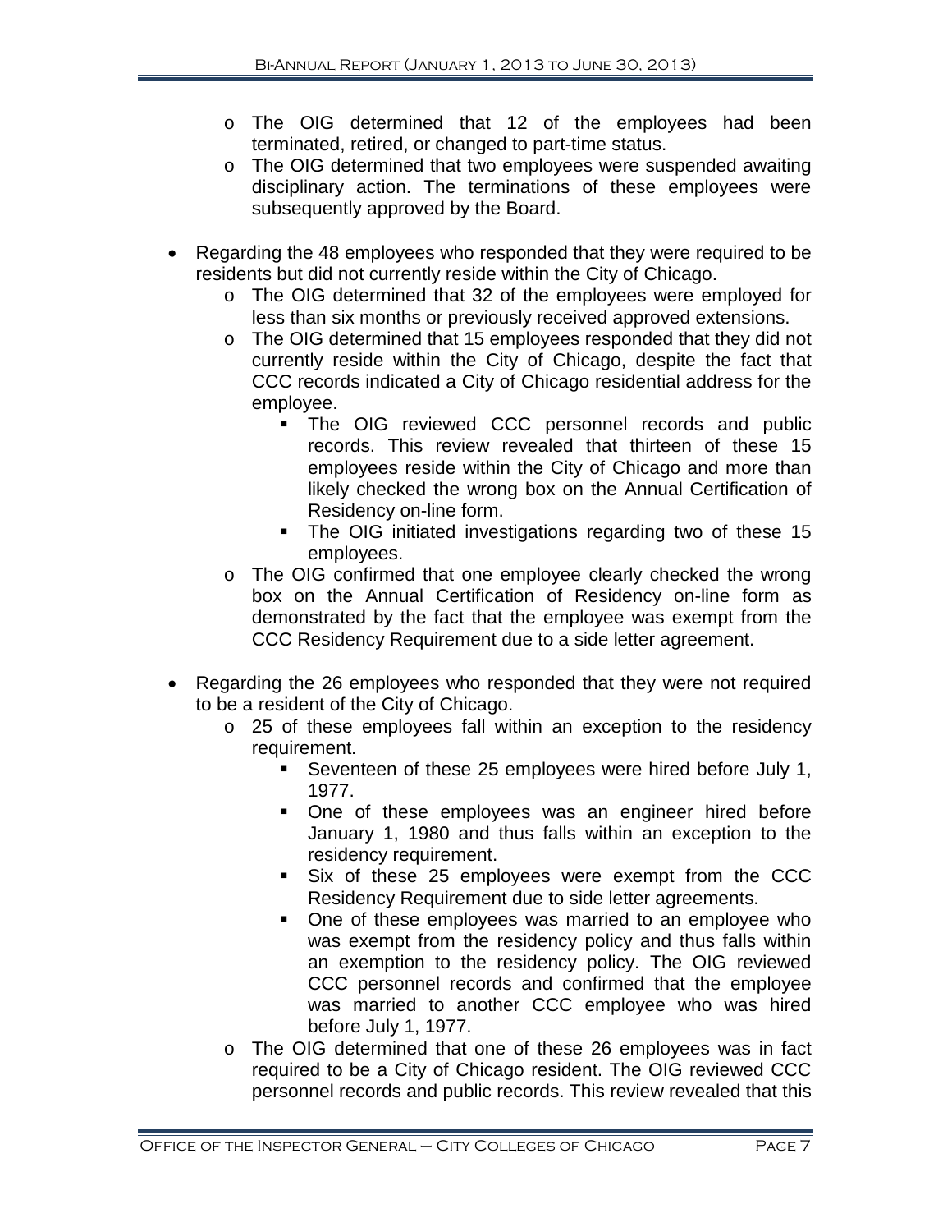- The OIG determined that 12 of the employees had been terminated, retired, or changed to part-time status.
- The OIG determined that two employees were suspended awaiting disciplinary action. The terminations of these employees were subsequently approved by the Board.

- Regarding the 48 employees who responded that they were required to be residents but did not currently reside within the City of Chicago.
  - The OIG determined that 32 of the employees were employed for less than six months or previously received approved extensions.
  - The OIG determined that 15 employees responded that they did not currently reside within the City of Chicago, despite the fact that CCC records indicated a City of Chicago residential address for the employee.
    - The OIG reviewed CCC personnel records and public records. This review revealed that thirteen of these 15 employees reside within the City of Chicago and more than likely checked the wrong box on the Annual Certification of Residency on-line form.
    - The OIG initiated investigations regarding two of these 15 employees.
  - The OIG confirmed that one employee clearly checked the wrong box on the Annual Certification of Residency on-line form as demonstrated by the fact that the employee was exempt from the CCC Residency Requirement due to a side letter agreement.

- Regarding the 26 employees who responded that they were not required to be a resident of the City of Chicago.
  - 25 of these employees fall within an exception to the residency requirement.
    - Seventeen of these 25 employees were hired before July 1, 1977.
    - One of these employees was an engineer hired before January 1, 1980 and thus falls within an exception to the residency requirement.
    - Six of these 25 employees were exempt from the CCC Residency Requirement due to side letter agreements.
    - One of these employees was married to an employee who was exempt from the residency policy and thus falls within an exemption to the residency policy. The OIG reviewed CCC personnel records and confirmed that the employee was married to another CCC employee who was hired before July 1, 1977.
  - The OIG determined that one of these 26 employees was in fact required to be a City of Chicago resident. The OIG reviewed CCC personnel records and public records. This review revealed that this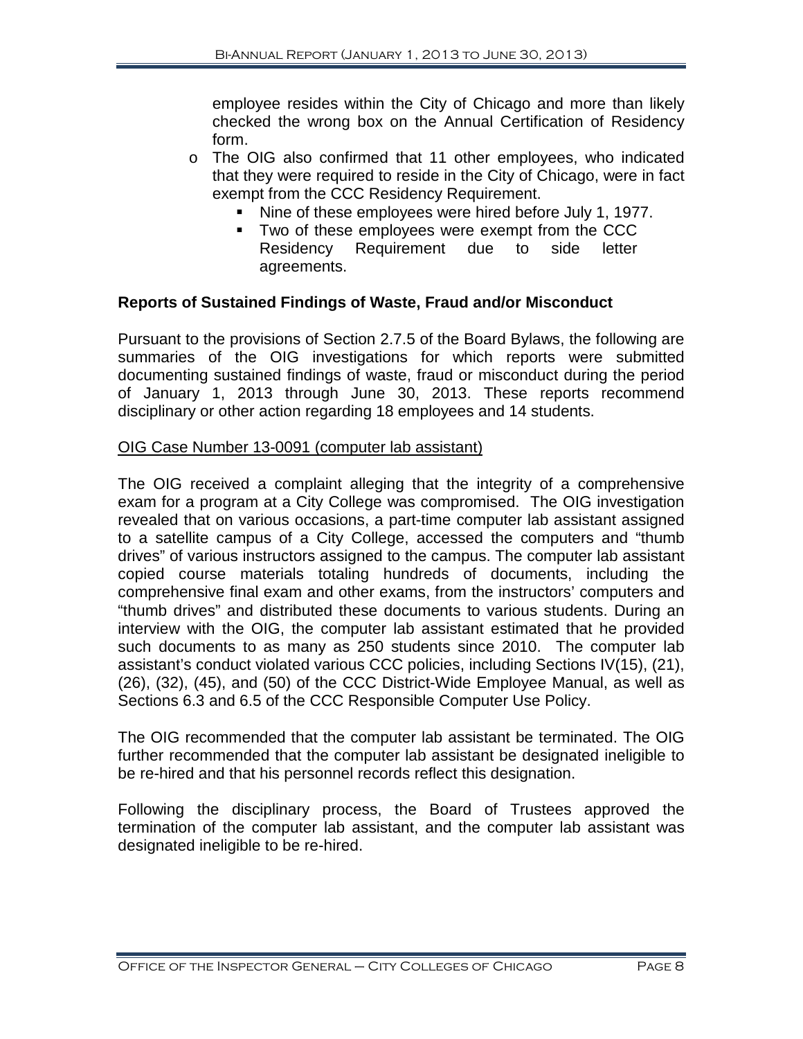employee resides within the City of Chicago and more than likely checked the wrong box on the Annual Certification of Residency form.

- The OIG also confirmed that 11 other employees, who indicated that they were required to reside in the City of Chicago, were in fact exempt from the CCC Residency Requirement.
  - Nine of these employees were hired before July 1, 1977.
  - Two of these employees were exempt from the CCC Residency Requirement due to side letter agreements.

**Reports of Sustained Findings of Waste, Fraud and/or Misconduct**

Pursuant to the provisions of Section 2.7.5 of the Board Bylaws, the following are summaries of the OIG investigations for which reports were submitted documenting sustained findings of waste, fraud or misconduct during the period of January 1, 2013 through June 30, 2013. These reports recommend disciplinary or other action regarding 18 employees and 14 students.

OIG Case Number 13-0091 (computer lab assistant)

The OIG received a complaint alleging that the integrity of a comprehensive exam for a program at a City College was compromised. The OIG investigation revealed that on various occasions, a part-time computer lab assistant assigned to a satellite campus of a City College, accessed the computers and "thumb drives" of various instructors assigned to the campus. The computer lab assistant copied course materials totaling hundreds of documents, including the comprehensive final exam and other exams, from the instructors' computers and "thumb drives" and distributed these documents to various students. During an interview with the OIG, the computer lab assistant estimated that he provided such documents to as many as 250 students since 2010. The computer lab assistant's conduct violated various CCC policies, including Sections IV(15), (21), (26), (32), (45), and (50) of the CCC District-Wide Employee Manual, as well as Sections 6.3 and 6.5 of the CCC Responsible Computer Use Policy.

The OIG recommended that the computer lab assistant be terminated. The OIG further recommended that the computer lab assistant be designated ineligible to be re-hired and that his personnel records reflect this designation.

Following the disciplinary process, the Board of Trustees approved the termination of the computer lab assistant, and the computer lab assistant was designated ineligible to be re-hired.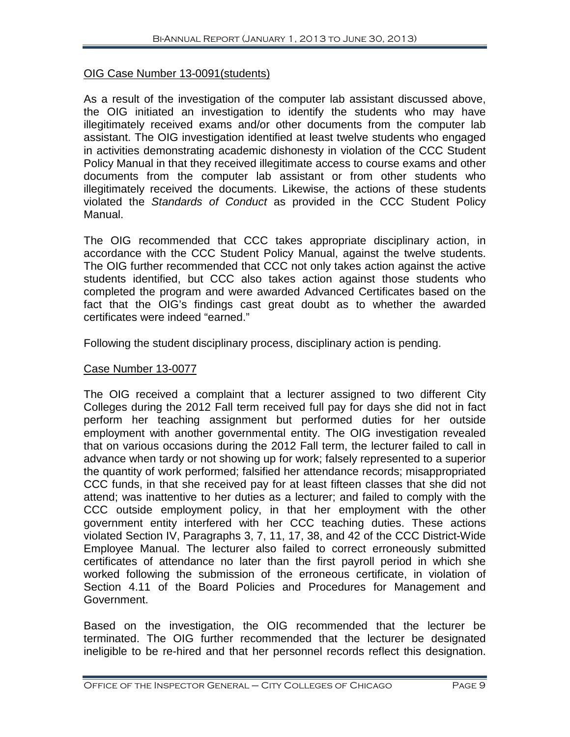OIG Case Number 13-0091(students)

As a result of the investigation of the computer lab assistant discussed above, the OIG initiated an investigation to identify the students who may have illegitimately received exams and/or other documents from the computer lab assistant. The OIG investigation identified at least twelve students who engaged in activities demonstrating academic dishonesty in violation of the CCC Student Policy Manual in that they received illegitimate access to course exams and other documents from the computer lab assistant or from other students who illegitimately received the documents. Likewise, the actions of these students violated the *Standards of Conduct* as provided in the CCC Student Policy Manual.

The OIG recommended that CCC takes appropriate disciplinary action, in accordance with the CCC Student Policy Manual, against the twelve students. The OIG further recommended that CCC not only takes action against the active students identified, but CCC also takes action against those students who completed the program and were awarded Advanced Certificates based on the fact that the OIG's findings cast great doubt as to whether the awarded certificates were indeed "earned."

Following the student disciplinary process, disciplinary action is pending.

Case Number 13-0077

The OIG received a complaint that a lecturer assigned to two different City Colleges during the 2012 Fall term received full pay for days she did not in fact perform her teaching assignment but performed duties for her outside employment with another governmental entity. The OIG investigation revealed that on various occasions during the 2012 Fall term, the lecturer failed to call in advance when tardy or not showing up for work; falsely represented to a superior the quantity of work performed; falsified her attendance records; misappropriated CCC funds, in that she received pay for at least fifteen classes that she did not attend; was inattentive to her duties as a lecturer; and failed to comply with the CCC outside employment policy, in that her employment with the other government entity interfered with her CCC teaching duties. These actions violated Section IV, Paragraphs 3, 7, 11, 17, 38, and 42 of the CCC District-Wide Employee Manual. The lecturer also failed to correct erroneously submitted certificates of attendance no later than the first payroll period in which she worked following the submission of the erroneous certificate, in violation of Section 4.11 of the Board Policies and Procedures for Management and Government.

Based on the investigation, the OIG recommended that the lecturer be terminated. The OIG further recommended that the lecturer be designated ineligible to be re-hired and that her personnel records reflect this designation.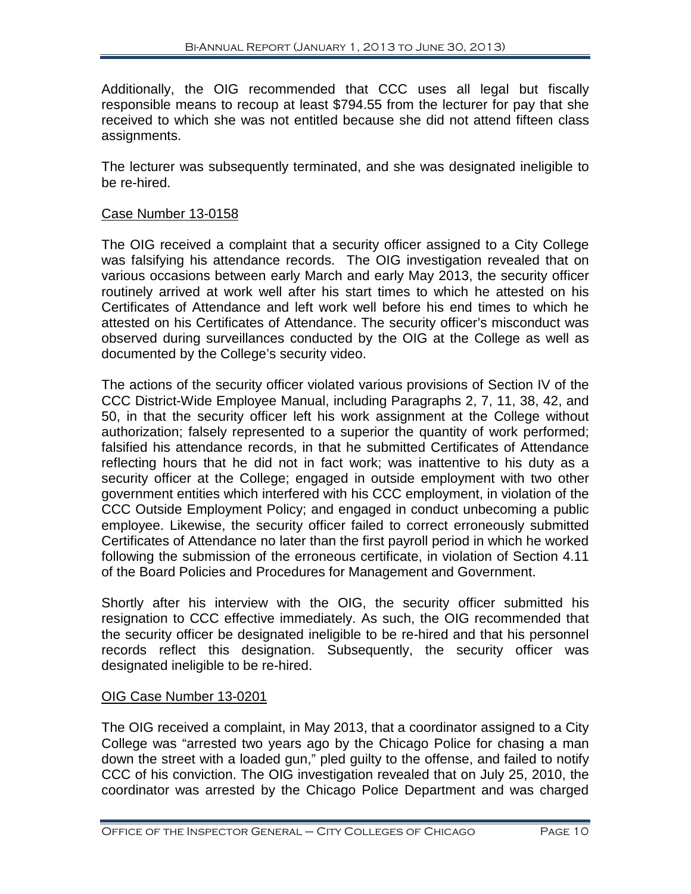Additionally, the OIG recommended that CCC uses all legal but fiscally responsible means to recoup at least $794.55 from the lecturer for pay that she received to which she was not entitled because she did not attend fifteen class assignments.

The lecturer was subsequently terminated, and she was designated ineligible to be re-hired.

Case Number 13-0158

The OIG received a complaint that a security officer assigned to a City College was falsifying his attendance records. The OIG investigation revealed that on various occasions between early March and early May 2013, the security officer routinely arrived at work well after his start times to which he attested on his Certificates of Attendance and left work well before his end times to which he attested on his Certificates of Attendance. The security officer's misconduct was observed during surveillances conducted by the OIG at the College as well as documented by the College's security video.

The actions of the security officer violated various provisions of Section IV of the CCC District-Wide Employee Manual, including Paragraphs 2, 7, 11, 38, 42, and 50, in that the security officer left his work assignment at the College without authorization; falsely represented to a superior the quantity of work performed; falsified his attendance records, in that he submitted Certificates of Attendance reflecting hours that he did not in fact work; was inattentive to his duty as a security officer at the College; engaged in outside employment with two other government entities which interfered with his CCC employment, in violation of the CCC Outside Employment Policy; and engaged in conduct unbecoming a public employee. Likewise, the security officer failed to correct erroneously submitted Certificates of Attendance no later than the first payroll period in which he worked following the submission of the erroneous certificate, in violation of Section 4.11 of the Board Policies and Procedures for Management and Government.

Shortly after his interview with the OIG, the security officer submitted his resignation to CCC effective immediately. As such, the OIG recommended that the security officer be designated ineligible to be re-hired and that his personnel records reflect this designation. Subsequently, the security officer was designated ineligible to be re-hired.

OIG Case Number 13-0201

The OIG received a complaint, in May 2013, that a coordinator assigned to a City College was "arrested two years ago by the Chicago Police for chasing a man down the street with a loaded gun," pled guilty to the offense, and failed to notify CCC of his conviction. The OIG investigation revealed that on July 25, 2010, the coordinator was arrested by the Chicago Police Department and was charged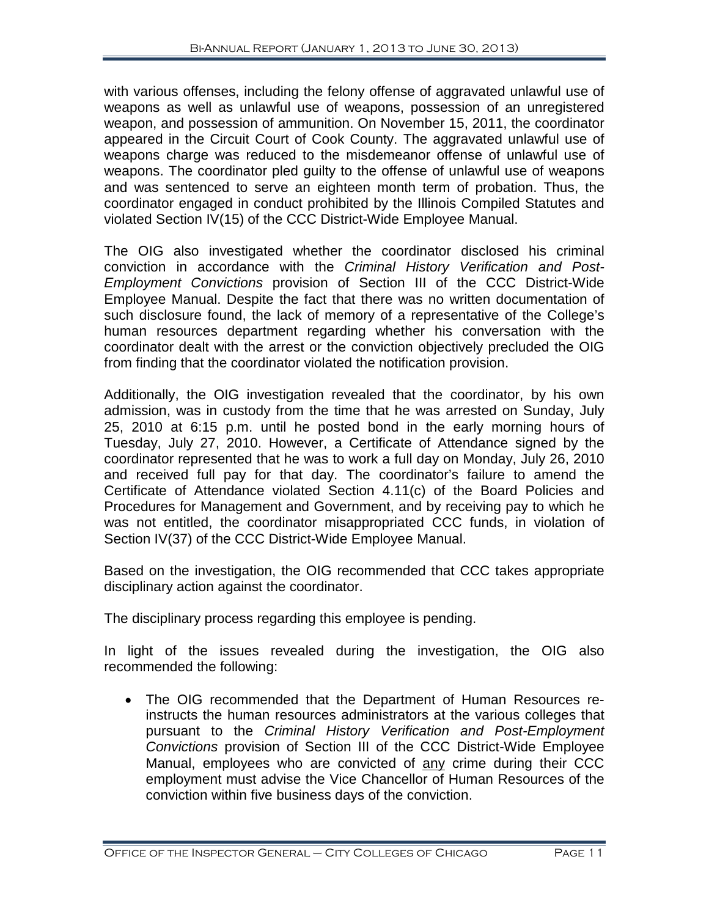with various offenses, including the felony offense of aggravated unlawful use of weapons as well as unlawful use of weapons, possession of an unregistered weapon, and possession of ammunition. On November 15, 2011, the coordinator appeared in the Circuit Court of Cook County. The aggravated unlawful use of weapons charge was reduced to the misdemeanor offense of unlawful use of weapons. The coordinator pled guilty to the offense of unlawful use of weapons and was sentenced to serve an eighteen month term of probation. Thus, the coordinator engaged in conduct prohibited by the Illinois Compiled Statutes and violated Section IV(15) of the CCC District-Wide Employee Manual.

The OIG also investigated whether the coordinator disclosed his criminal conviction in accordance with the *Criminal History Verification and Post-Employment Convictions* provision of Section III of the CCC District-Wide Employee Manual. Despite the fact that there was no written documentation of such disclosure found, the lack of memory of a representative of the College's human resources department regarding whether his conversation with the coordinator dealt with the arrest or the conviction objectively precluded the OIG from finding that the coordinator violated the notification provision.

Additionally, the OIG investigation revealed that the coordinator, by his own admission, was in custody from the time that he was arrested on Sunday, July 25, 2010 at 6:15 p.m. until he posted bond in the early morning hours of Tuesday, July 27, 2010. However, a Certificate of Attendance signed by the coordinator represented that he was to work a full day on Monday, July 26, 2010 and received full pay for that day. The coordinator's failure to amend the Certificate of Attendance violated Section 4.11(c) of the Board Policies and Procedures for Management and Government, and by receiving pay to which he was not entitled, the coordinator misappropriated CCC funds, in violation of Section IV(37) of the CCC District-Wide Employee Manual.

Based on the investigation, the OIG recommended that CCC takes appropriate disciplinary action against the coordinator.

The disciplinary process regarding this employee is pending.

In light of the issues revealed during the investigation, the OIG also recommended the following:

- The OIG recommended that the Department of Human Resources re-instructs the human resources administrators at the various colleges that pursuant to the *Criminal History Verification and Post-Employment Convictions* provision of Section III of the CCC District-Wide Employee Manual, employees who are convicted of <u>any</u> crime during their CCC employment must advise the Vice Chancellor of Human Resources of the conviction within five business days of the conviction.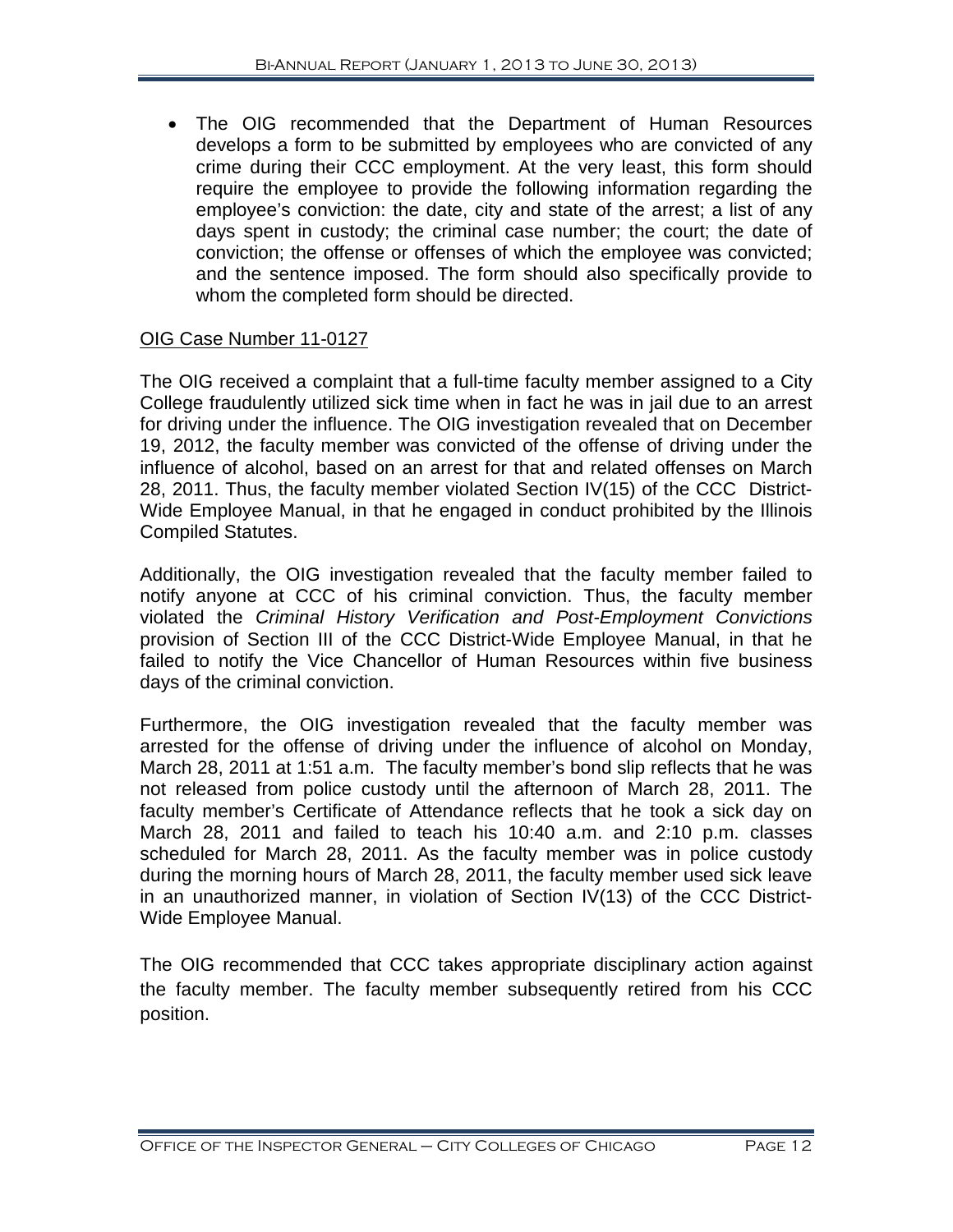- The OIG recommended that the Department of Human Resources develops a form to be submitted by employees who are convicted of any crime during their CCC employment. At the very least, this form should require the employee to provide the following information regarding the employee's conviction: the date, city and state of the arrest; a list of any days spent in custody; the criminal case number; the court; the date of conviction; the offense or offenses of which the employee was convicted; and the sentence imposed. The form should also specifically provide to whom the completed form should be directed.

OIG Case Number 11-0127

The OIG received a complaint that a full-time faculty member assigned to a City College fraudulently utilized sick time when in fact he was in jail due to an arrest for driving under the influence. The OIG investigation revealed that on December 19, 2012, the faculty member was convicted of the offense of driving under the influence of alcohol, based on an arrest for that and related offenses on March 28, 2011. Thus, the faculty member violated Section IV(15) of the CCC District-Wide Employee Manual, in that he engaged in conduct prohibited by the Illinois Compiled Statutes.

Additionally, the OIG investigation revealed that the faculty member failed to notify anyone at CCC of his criminal conviction. Thus, the faculty member violated the *Criminal History Verification and Post-Employment Convictions* provision of Section III of the CCC District-Wide Employee Manual, in that he failed to notify the Vice Chancellor of Human Resources within five business days of the criminal conviction.

Furthermore, the OIG investigation revealed that the faculty member was arrested for the offense of driving under the influence of alcohol on Monday, March 28, 2011 at 1:51 a.m. The faculty member's bond slip reflects that he was not released from police custody until the afternoon of March 28, 2011. The faculty member's Certificate of Attendance reflects that he took a sick day on March 28, 2011 and failed to teach his 10:40 a.m. and 2:10 p.m. classes scheduled for March 28, 2011. As the faculty member was in police custody during the morning hours of March 28, 2011, the faculty member used sick leave in an unauthorized manner, in violation of Section IV(13) of the CCC District-Wide Employee Manual.

The OIG recommended that CCC takes appropriate disciplinary action against the faculty member. The faculty member subsequently retired from his CCC position.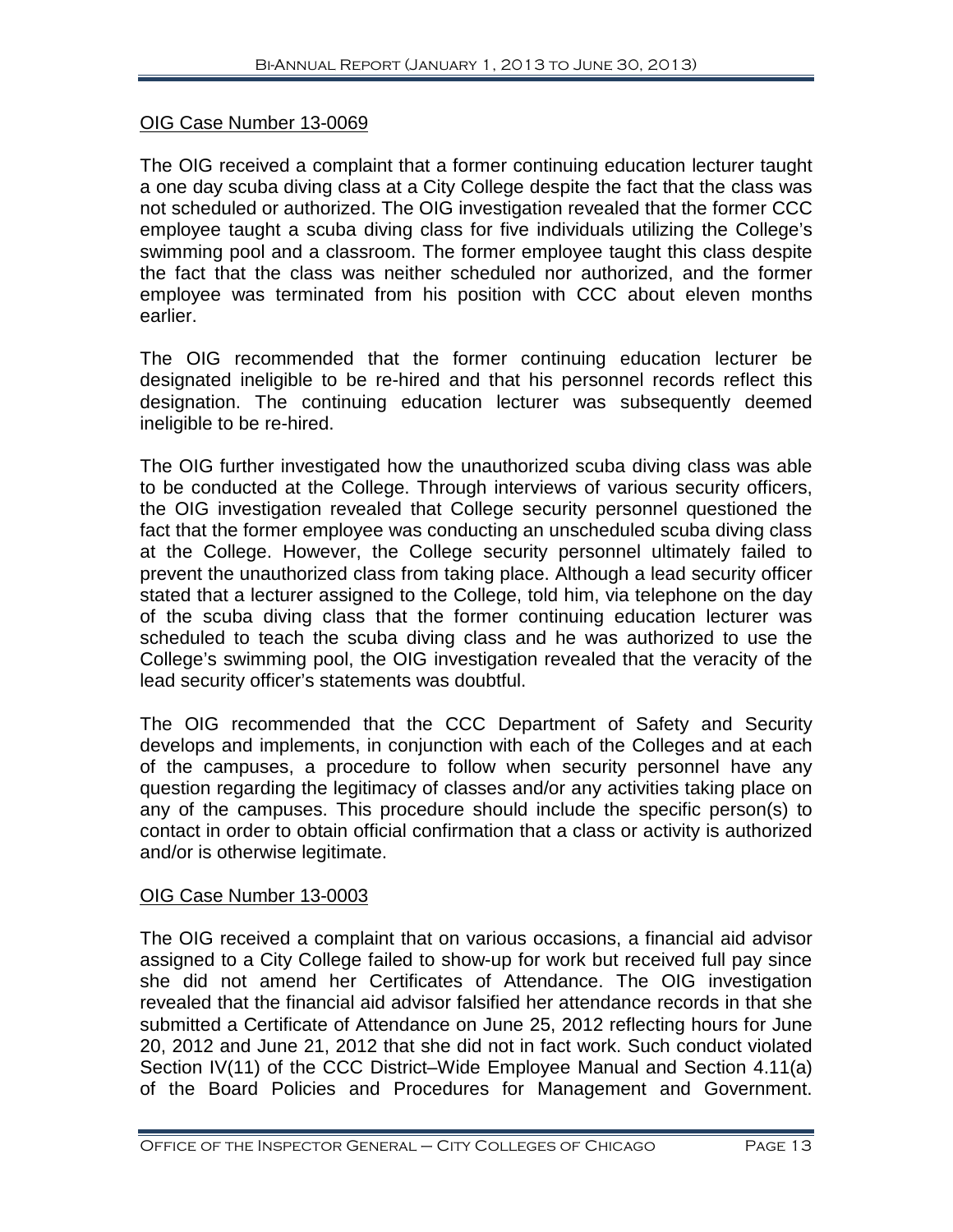OIG Case Number 13-0069

The OIG received a complaint that a former continuing education lecturer taught a one day scuba diving class at a City College despite the fact that the class was not scheduled or authorized. The OIG investigation revealed that the former CCC employee taught a scuba diving class for five individuals utilizing the College's swimming pool and a classroom. The former employee taught this class despite the fact that the class was neither scheduled nor authorized, and the former employee was terminated from his position with CCC about eleven months earlier.

The OIG recommended that the former continuing education lecturer be designated ineligible to be re-hired and that his personnel records reflect this designation. The continuing education lecturer was subsequently deemed ineligible to be re-hired.

The OIG further investigated how the unauthorized scuba diving class was able to be conducted at the College. Through interviews of various security officers, the OIG investigation revealed that College security personnel questioned the fact that the former employee was conducting an unscheduled scuba diving class at the College. However, the College security personnel ultimately failed to prevent the unauthorized class from taking place. Although a lead security officer stated that a lecturer assigned to the College, told him, via telephone on the day of the scuba diving class that the former continuing education lecturer was scheduled to teach the scuba diving class and he was authorized to use the College's swimming pool, the OIG investigation revealed that the veracity of the lead security officer's statements was doubtful.

The OIG recommended that the CCC Department of Safety and Security develops and implements, in conjunction with each of the Colleges and at each of the campuses, a procedure to follow when security personnel have any question regarding the legitimacy of classes and/or any activities taking place on any of the campuses. This procedure should include the specific person(s) to contact in order to obtain official confirmation that a class or activity is authorized and/or is otherwise legitimate.

OIG Case Number 13-0003

The OIG received a complaint that on various occasions, a financial aid advisor assigned to a City College failed to show-up for work but received full pay since she did not amend her Certificates of Attendance. The OIG investigation revealed that the financial aid advisor falsified her attendance records in that she submitted a Certificate of Attendance on June 25, 2012 reflecting hours for June 20, 2012 and June 21, 2012 that she did not in fact work. Such conduct violated Section IV(11) of the CCC District–Wide Employee Manual and Section 4.11(a) of the Board Policies and Procedures for Management and Government.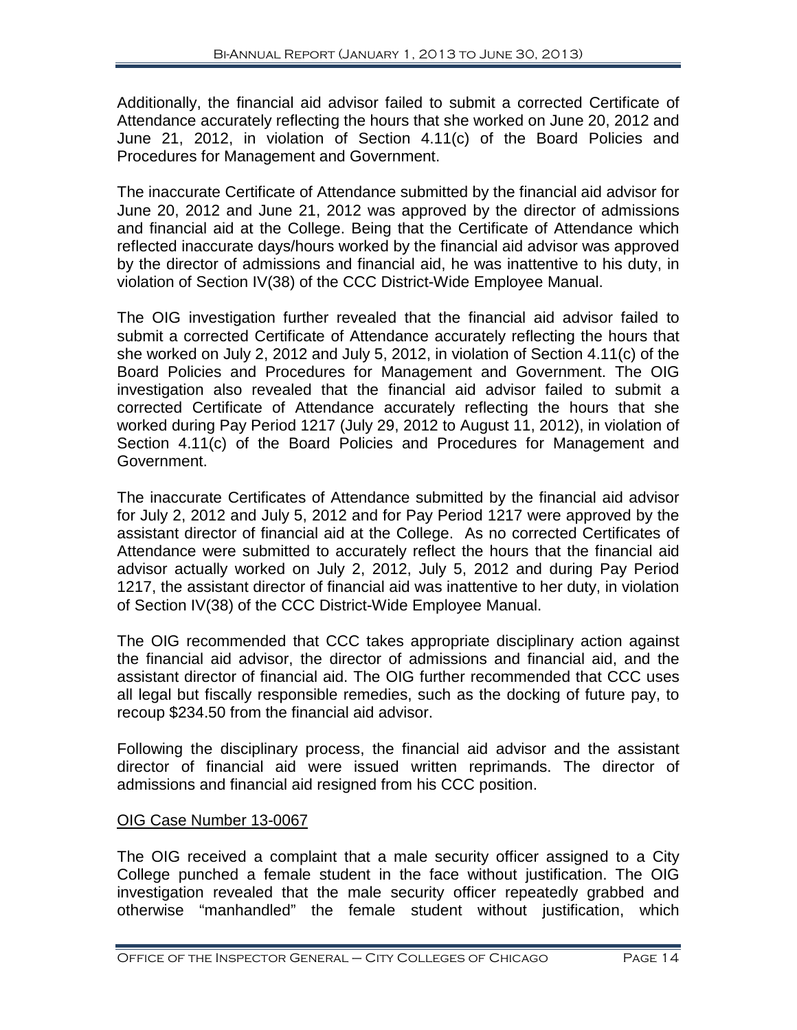Additionally, the financial aid advisor failed to submit a corrected Certificate of Attendance accurately reflecting the hours that she worked on June 20, 2012 and June 21, 2012, in violation of Section 4.11(c) of the Board Policies and Procedures for Management and Government.

The inaccurate Certificate of Attendance submitted by the financial aid advisor for June 20, 2012 and June 21, 2012 was approved by the director of admissions and financial aid at the College. Being that the Certificate of Attendance which reflected inaccurate days/hours worked by the financial aid advisor was approved by the director of admissions and financial aid, he was inattentive to his duty, in violation of Section IV(38) of the CCC District-Wide Employee Manual.

The OIG investigation further revealed that the financial aid advisor failed to submit a corrected Certificate of Attendance accurately reflecting the hours that she worked on July 2, 2012 and July 5, 2012, in violation of Section 4.11(c) of the Board Policies and Procedures for Management and Government. The OIG investigation also revealed that the financial aid advisor failed to submit a corrected Certificate of Attendance accurately reflecting the hours that she worked during Pay Period 1217 (July 29, 2012 to August 11, 2012), in violation of Section 4.11(c) of the Board Policies and Procedures for Management and Government.

The inaccurate Certificates of Attendance submitted by the financial aid advisor for July 2, 2012 and July 5, 2012 and for Pay Period 1217 were approved by the assistant director of financial aid at the College. As no corrected Certificates of Attendance were submitted to accurately reflect the hours that the financial aid advisor actually worked on July 2, 2012, July 5, 2012 and during Pay Period 1217, the assistant director of financial aid was inattentive to her duty, in violation of Section IV(38) of the CCC District-Wide Employee Manual.

The OIG recommended that CCC takes appropriate disciplinary action against the financial aid advisor, the director of admissions and financial aid, and the assistant director of financial aid. The OIG further recommended that CCC uses all legal but fiscally responsible remedies, such as the docking of future pay, to recoup $234.50 from the financial aid advisor.

Following the disciplinary process, the financial aid advisor and the assistant director of financial aid were issued written reprimands. The director of admissions and financial aid resigned from his CCC position.

OIG Case Number 13-0067

The OIG received a complaint that a male security officer assigned to a City College punched a female student in the face without justification. The OIG investigation revealed that the male security officer repeatedly grabbed and otherwise "manhandled" the female student without justification, which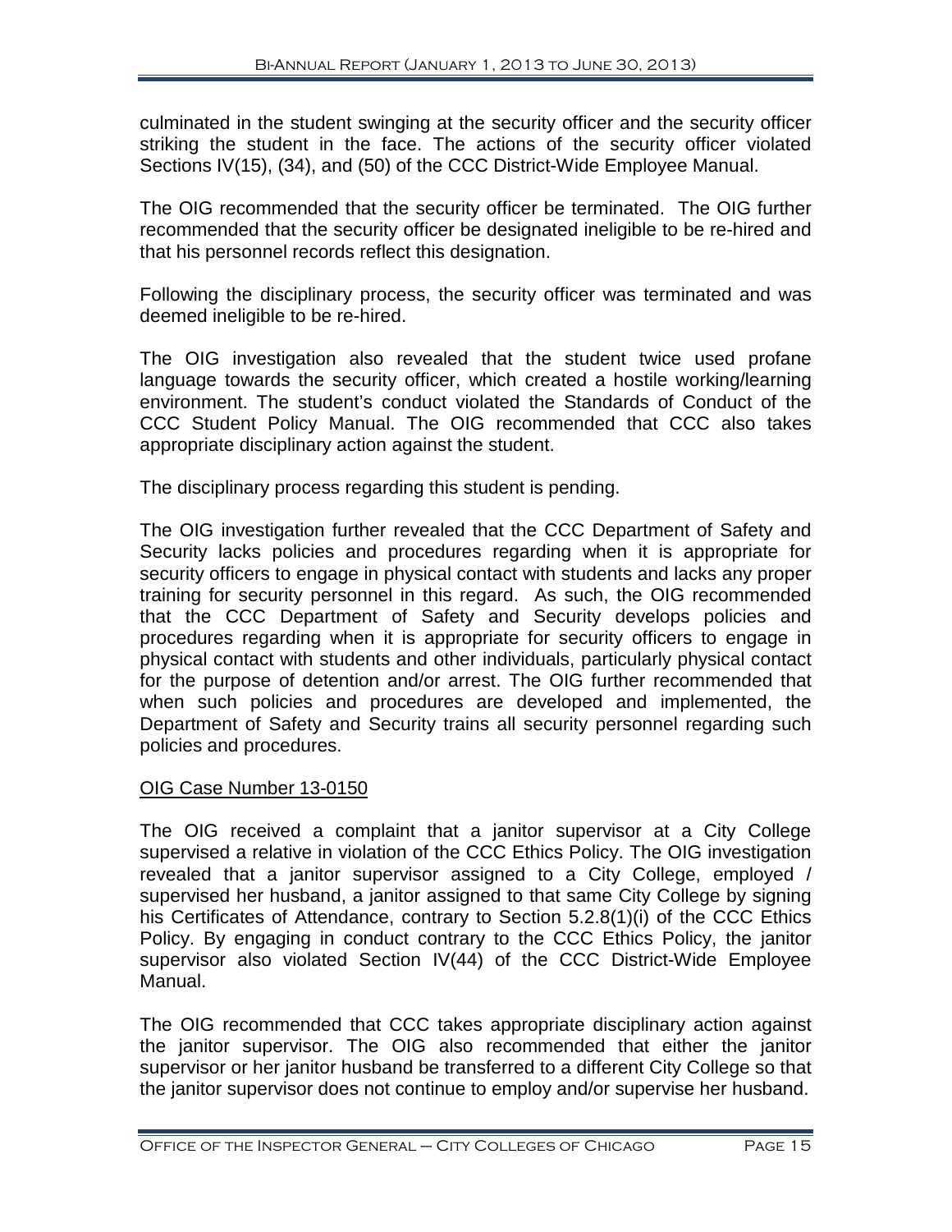culminated in the student swinging at the security officer and the security officer striking the student in the face. The actions of the security officer violated Sections IV(15), (34), and (50) of the CCC District-Wide Employee Manual.

The OIG recommended that the security officer be terminated. The OIG further recommended that the security officer be designated ineligible to be re-hired and that his personnel records reflect this designation.

Following the disciplinary process, the security officer was terminated and was deemed ineligible to be re-hired.

The OIG investigation also revealed that the student twice used profane language towards the security officer, which created a hostile working/learning environment. The student's conduct violated the Standards of Conduct of the CCC Student Policy Manual. The OIG recommended that CCC also takes appropriate disciplinary action against the student.

The disciplinary process regarding this student is pending.

The OIG investigation further revealed that the CCC Department of Safety and Security lacks policies and procedures regarding when it is appropriate for security officers to engage in physical contact with students and lacks any proper training for security personnel in this regard. As such, the OIG recommended that the CCC Department of Safety and Security develops policies and procedures regarding when it is appropriate for security officers to engage in physical contact with students and other individuals, particularly physical contact for the purpose of detention and/or arrest. The OIG further recommended that when such policies and procedures are developed and implemented, the Department of Safety and Security trains all security personnel regarding such policies and procedures.

OIG Case Number 13-0150

The OIG received a complaint that a janitor supervisor at a City College supervised a relative in violation of the CCC Ethics Policy. The OIG investigation revealed that a janitor supervisor assigned to a City College, employed / supervised her husband, a janitor assigned to that same City College by signing his Certificates of Attendance, contrary to Section 5.2.8(1)(i) of the CCC Ethics Policy. By engaging in conduct contrary to the CCC Ethics Policy, the janitor supervisor also violated Section IV(44) of the CCC District-Wide Employee Manual.

The OIG recommended that CCC takes appropriate disciplinary action against the janitor supervisor. The OIG also recommended that either the janitor supervisor or her janitor husband be transferred to a different City College so that the janitor supervisor does not continue to employ and/or supervise her husband.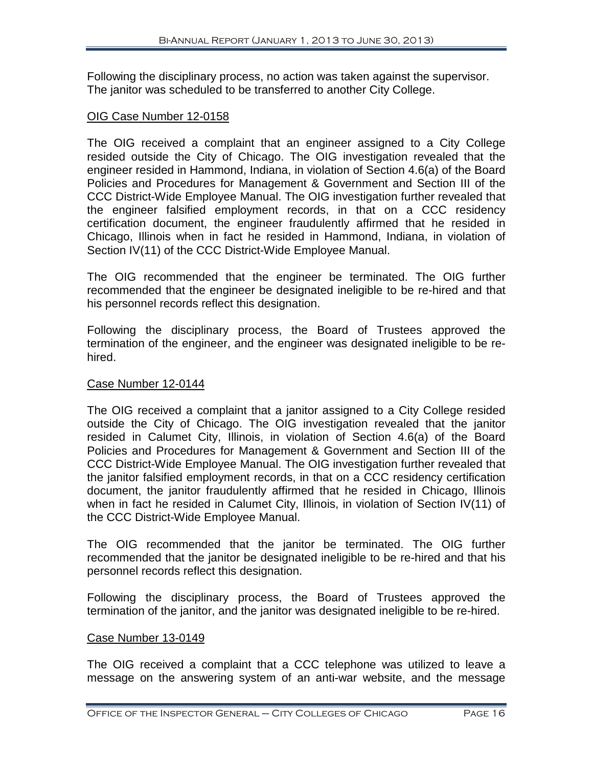Following the disciplinary process, no action was taken against the supervisor. The janitor was scheduled to be transferred to another City College.

<u>OIG Case Number 12-0158</u>

The OIG received a complaint that an engineer assigned to a City College resided outside the City of Chicago. The OIG investigation revealed that the engineer resided in Hammond, Indiana, in violation of Section 4.6(a) of the Board Policies and Procedures for Management & Government and Section III of the CCC District-Wide Employee Manual. The OIG investigation further revealed that the engineer falsified employment records, in that on a CCC residency certification document, the engineer fraudulently affirmed that he resided in Chicago, Illinois when in fact he resided in Hammond, Indiana, in violation of Section IV(11) of the CCC District-Wide Employee Manual.

The OIG recommended that the engineer be terminated. The OIG further recommended that the engineer be designated ineligible to be re-hired and that his personnel records reflect this designation.

Following the disciplinary process, the Board of Trustees approved the termination of the engineer, and the engineer was designated ineligible to be re-hired.

<u>Case Number 12-0144</u>

The OIG received a complaint that a janitor assigned to a City College resided outside the City of Chicago. The OIG investigation revealed that the janitor resided in Calumet City, Illinois, in violation of Section 4.6(a) of the Board Policies and Procedures for Management & Government and Section III of the CCC District-Wide Employee Manual. The OIG investigation further revealed that the janitor falsified employment records, in that on a CCC residency certification document, the janitor fraudulently affirmed that he resided in Chicago, Illinois when in fact he resided in Calumet City, Illinois, in violation of Section IV(11) of the CCC District-Wide Employee Manual.

The OIG recommended that the janitor be terminated. The OIG further recommended that the janitor be designated ineligible to be re-hired and that his personnel records reflect this designation.

Following the disciplinary process, the Board of Trustees approved the termination of the janitor, and the janitor was designated ineligible to be re-hired.

<u>Case Number 13-0149</u>

The OIG received a complaint that a CCC telephone was utilized to leave a message on the answering system of an anti-war website, and the message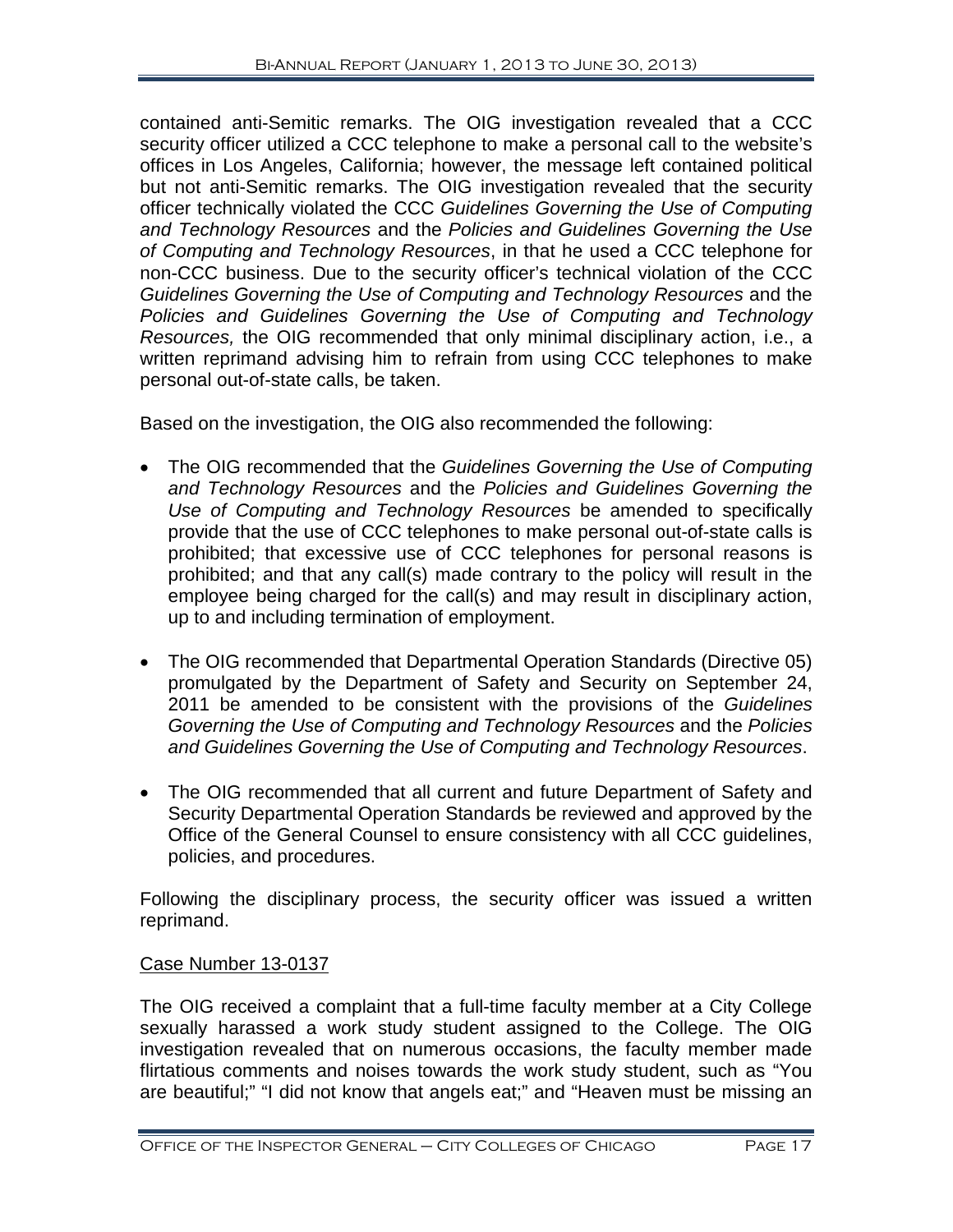contained anti-Semitic remarks. The OIG investigation revealed that a CCC security officer utilized a CCC telephone to make a personal call to the website's offices in Los Angeles, California; however, the message left contained political but not anti-Semitic remarks. The OIG investigation revealed that the security officer technically violated the CCC *Guidelines Governing the Use of Computing and Technology Resources* and the *Policies and Guidelines Governing the Use of Computing and Technology Resources*, in that he used a CCC telephone for non-CCC business. Due to the security officer's technical violation of the CCC *Guidelines Governing the Use of Computing and Technology Resources* and the *Policies and Guidelines Governing the Use of Computing and Technology Resources,* the OIG recommended that only minimal disciplinary action, i.e., a written reprimand advising him to refrain from using CCC telephones to make personal out-of-state calls, be taken.

Based on the investigation, the OIG also recommended the following:

- The OIG recommended that the *Guidelines Governing the Use of Computing and Technology Resources* and the *Policies and Guidelines Governing the Use of Computing and Technology Resources* be amended to specifically provide that the use of CCC telephones to make personal out-of-state calls is prohibited; that excessive use of CCC telephones for personal reasons is prohibited; and that any call(s) made contrary to the policy will result in the employee being charged for the call(s) and may result in disciplinary action, up to and including termination of employment.

- The OIG recommended that Departmental Operation Standards (Directive 05) promulgated by the Department of Safety and Security on September 24, 2011 be amended to be consistent with the provisions of the *Guidelines Governing the Use of Computing and Technology Resources* and the *Policies and Guidelines Governing the Use of Computing and Technology Resources*.

- The OIG recommended that all current and future Department of Safety and Security Departmental Operation Standards be reviewed and approved by the Office of the General Counsel to ensure consistency with all CCC guidelines, policies, and procedures.

Following the disciplinary process, the security officer was issued a written reprimand.

Case Number 13-0137

The OIG received a complaint that a full-time faculty member at a City College sexually harassed a work study student assigned to the College. The OIG investigation revealed that on numerous occasions, the faculty member made flirtatious comments and noises towards the work study student, such as "You are beautiful;" "I did not know that angels eat;" and "Heaven must be missing an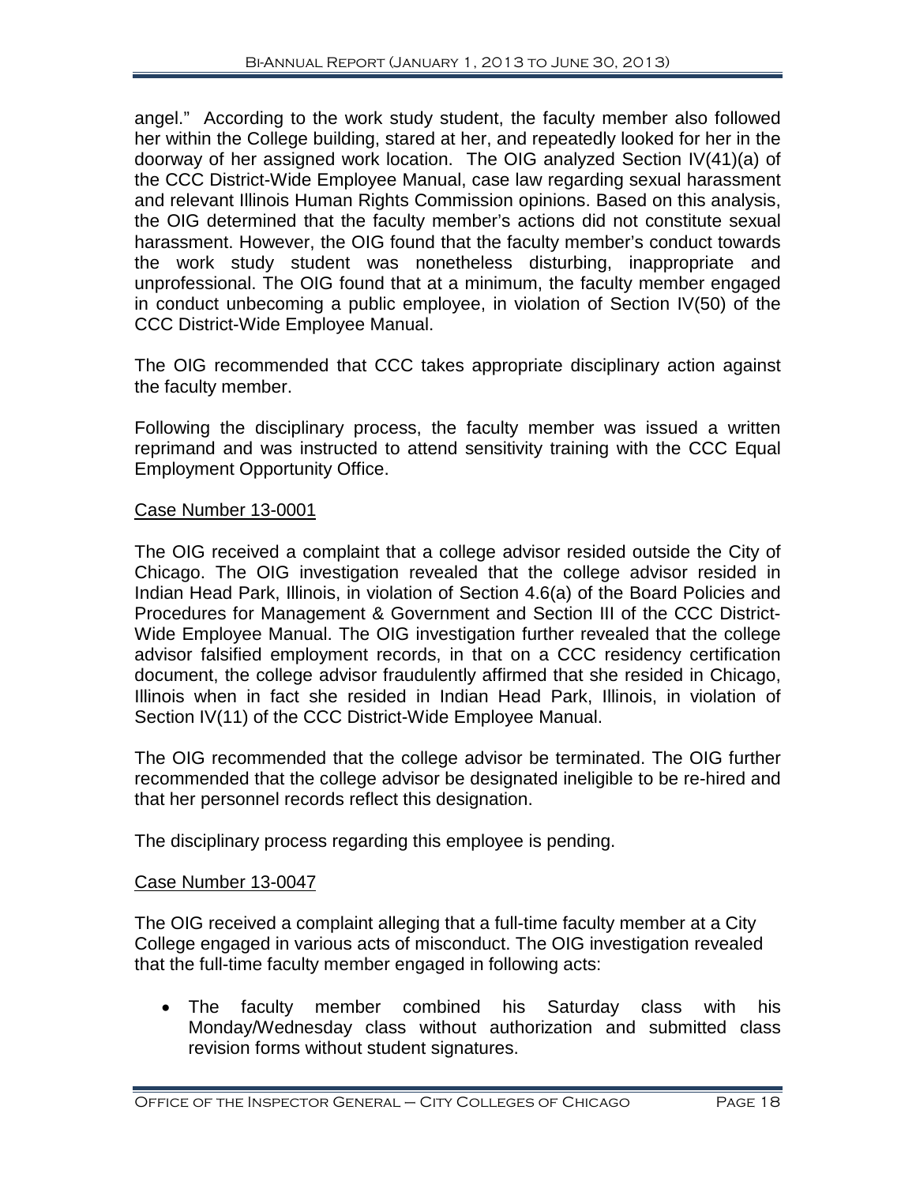angel." According to the work study student, the faculty member also followed her within the College building, stared at her, and repeatedly looked for her in the doorway of her assigned work location. The OIG analyzed Section IV(41)(a) of the CCC District-Wide Employee Manual, case law regarding sexual harassment and relevant Illinois Human Rights Commission opinions. Based on this analysis, the OIG determined that the faculty member's actions did not constitute sexual harassment. However, the OIG found that the faculty member's conduct towards the work study student was nonetheless disturbing, inappropriate and unprofessional. The OIG found that at a minimum, the faculty member engaged in conduct unbecoming a public employee, in violation of Section IV(50) of the CCC District-Wide Employee Manual.

The OIG recommended that CCC takes appropriate disciplinary action against the faculty member.

Following the disciplinary process, the faculty member was issued a written reprimand and was instructed to attend sensitivity training with the CCC Equal Employment Opportunity Office.

Case Number 13-0001

The OIG received a complaint that a college advisor resided outside the City of Chicago. The OIG investigation revealed that the college advisor resided in Indian Head Park, Illinois, in violation of Section 4.6(a) of the Board Policies and Procedures for Management & Government and Section III of the CCC District-Wide Employee Manual. The OIG investigation further revealed that the college advisor falsified employment records, in that on a CCC residency certification document, the college advisor fraudulently affirmed that she resided in Chicago, Illinois when in fact she resided in Indian Head Park, Illinois, in violation of Section IV(11) of the CCC District-Wide Employee Manual.

The OIG recommended that the college advisor be terminated. The OIG further recommended that the college advisor be designated ineligible to be re-hired and that her personnel records reflect this designation.

The disciplinary process regarding this employee is pending.

Case Number 13-0047

The OIG received a complaint alleging that a full-time faculty member at a City College engaged in various acts of misconduct. The OIG investigation revealed that the full-time faculty member engaged in following acts:

- The faculty member combined his Saturday class with his Monday/Wednesday class without authorization and submitted class revision forms without student signatures.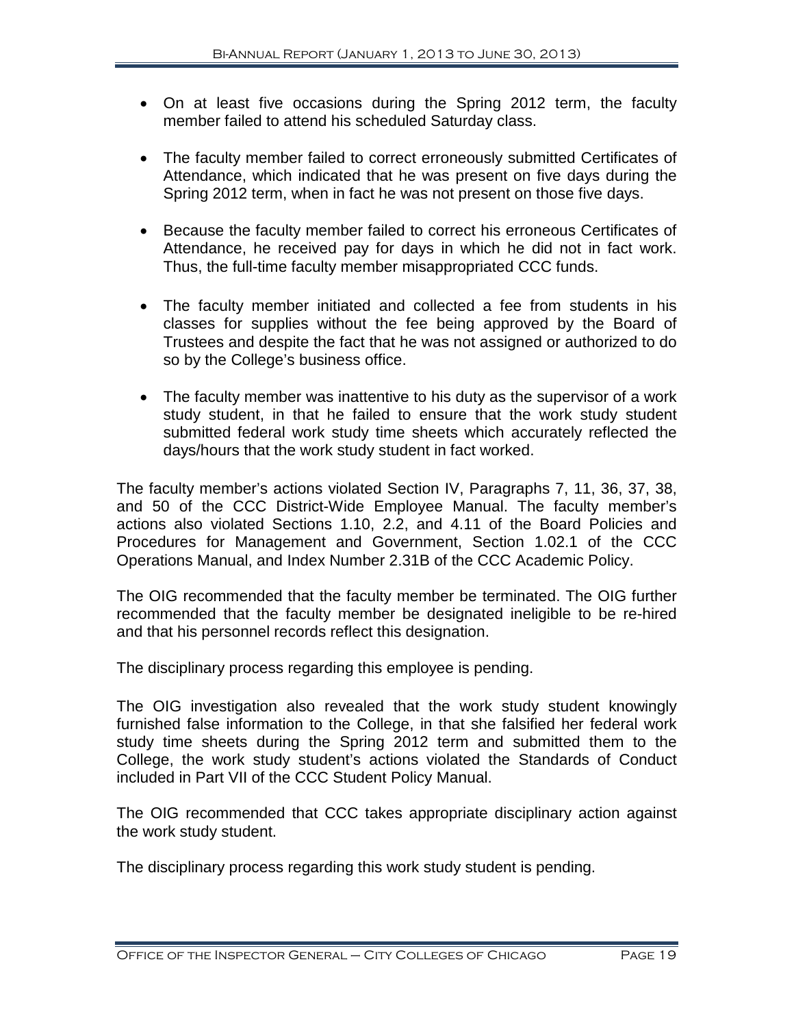- On at least five occasions during the Spring 2012 term, the faculty member failed to attend his scheduled Saturday class.

- The faculty member failed to correct erroneously submitted Certificates of Attendance, which indicated that he was present on five days during the Spring 2012 term, when in fact he was not present on those five days.

- Because the faculty member failed to correct his erroneous Certificates of Attendance, he received pay for days in which he did not in fact work. Thus, the full-time faculty member misappropriated CCC funds.

- The faculty member initiated and collected a fee from students in his classes for supplies without the fee being approved by the Board of Trustees and despite the fact that he was not assigned or authorized to do so by the College's business office.

- The faculty member was inattentive to his duty as the supervisor of a work study student, in that he failed to ensure that the work study student submitted federal work study time sheets which accurately reflected the days/hours that the work study student in fact worked.

The faculty member's actions violated Section IV, Paragraphs 7, 11, 36, 37, 38, and 50 of the CCC District-Wide Employee Manual. The faculty member's actions also violated Sections 1.10, 2.2, and 4.11 of the Board Policies and Procedures for Management and Government, Section 1.02.1 of the CCC Operations Manual, and Index Number 2.31B of the CCC Academic Policy.

The OIG recommended that the faculty member be terminated. The OIG further recommended that the faculty member be designated ineligible to be re-hired and that his personnel records reflect this designation.

The disciplinary process regarding this employee is pending.

The OIG investigation also revealed that the work study student knowingly furnished false information to the College, in that she falsified her federal work study time sheets during the Spring 2012 term and submitted them to the College, the work study student's actions violated the Standards of Conduct included in Part VII of the CCC Student Policy Manual.

The OIG recommended that CCC takes appropriate disciplinary action against the work study student.

The disciplinary process regarding this work study student is pending.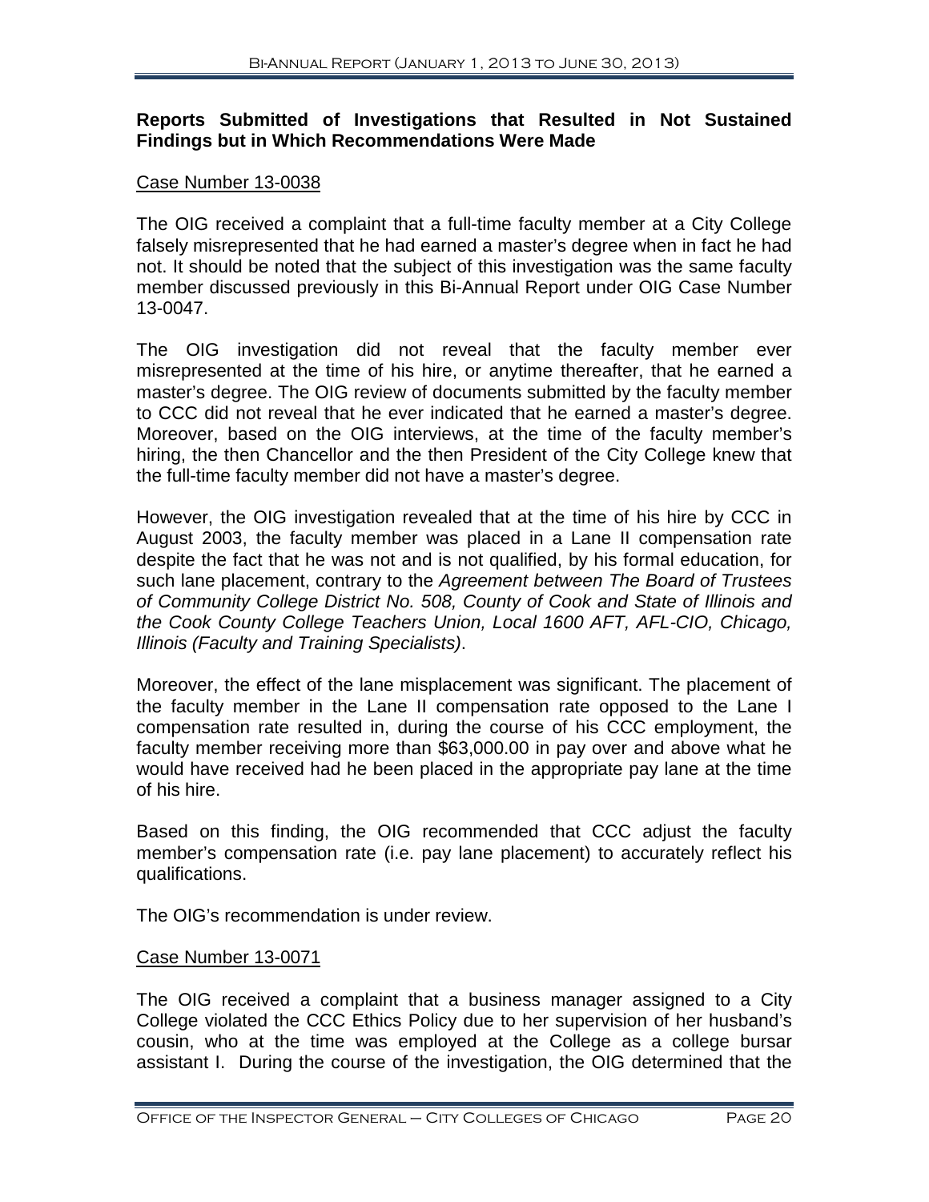**Reports Submitted of Investigations that Resulted in Not Sustained Findings but in Which Recommendations Were Made**

Case Number 13-0038

The OIG received a complaint that a full-time faculty member at a City College falsely misrepresented that he had earned a master's degree when in fact he had not. It should be noted that the subject of this investigation was the same faculty member discussed previously in this Bi-Annual Report under OIG Case Number 13-0047.

The OIG investigation did not reveal that the faculty member ever misrepresented at the time of his hire, or anytime thereafter, that he earned a master's degree. The OIG review of documents submitted by the faculty member to CCC did not reveal that he ever indicated that he earned a master's degree. Moreover, based on the OIG interviews, at the time of the faculty member's hiring, the then Chancellor and the then President of the City College knew that the full-time faculty member did not have a master's degree.

However, the OIG investigation revealed that at the time of his hire by CCC in August 2003, the faculty member was placed in a Lane II compensation rate despite the fact that he was not and is not qualified, by his formal education, for such lane placement, contrary to the *Agreement between The Board of Trustees of Community College District No. 508, County of Cook and State of Illinois and the Cook County College Teachers Union, Local 1600 AFT, AFL-CIO, Chicago, Illinois (Faculty and Training Specialists)*.

Moreover, the effect of the lane misplacement was significant. The placement of the faculty member in the Lane II compensation rate opposed to the Lane I compensation rate resulted in, during the course of his CCC employment, the faculty member receiving more than $63,000.00 in pay over and above what he would have received had he been placed in the appropriate pay lane at the time of his hire.

Based on this finding, the OIG recommended that CCC adjust the faculty member's compensation rate (i.e. pay lane placement) to accurately reflect his qualifications.

The OIG's recommendation is under review.

Case Number 13-0071

The OIG received a complaint that a business manager assigned to a City College violated the CCC Ethics Policy due to her supervision of her husband's cousin, who at the time was employed at the College as a college bursar assistant I. During the course of the investigation, the OIG determined that the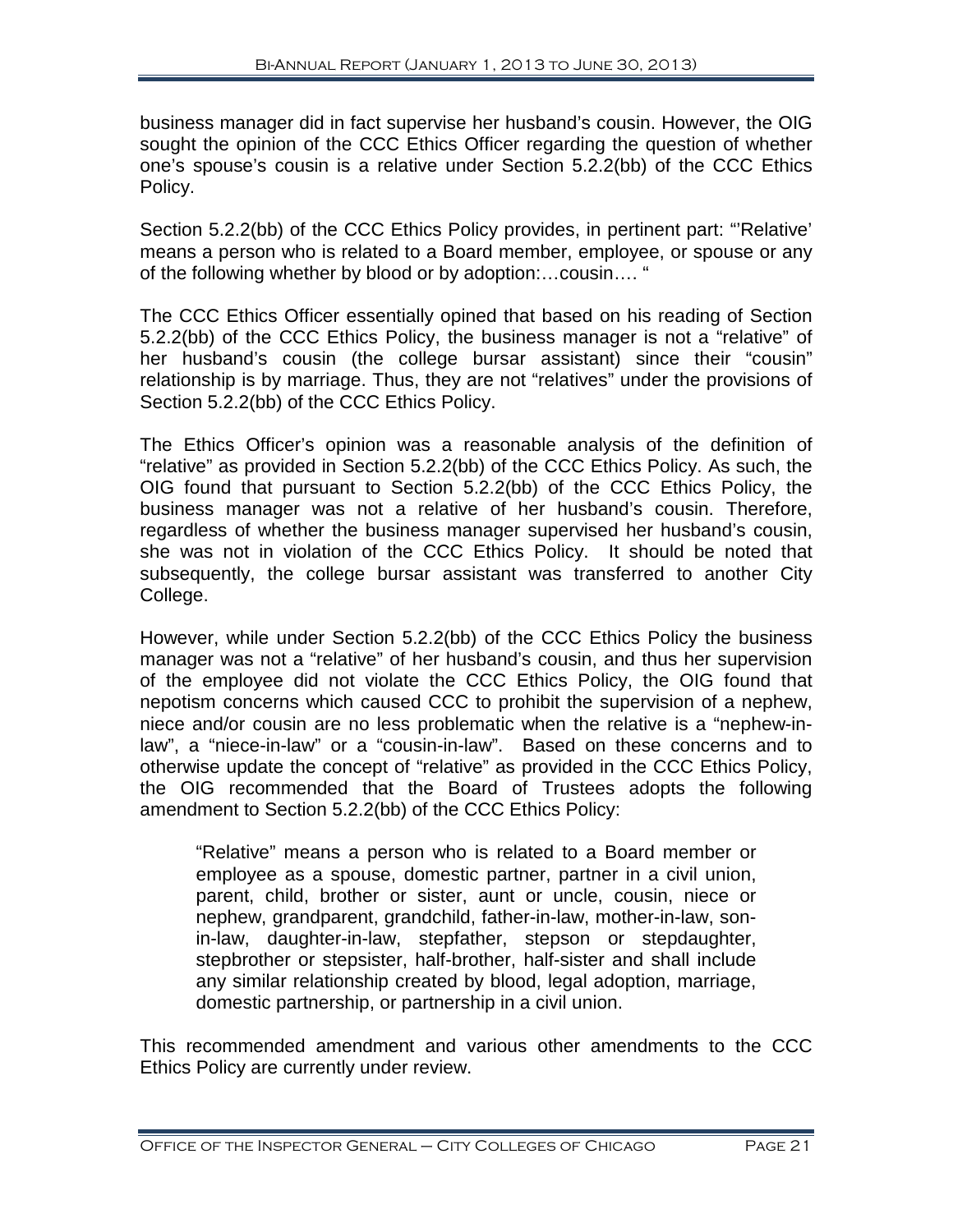business manager did in fact supervise her husband's cousin. However, the OIG sought the opinion of the CCC Ethics Officer regarding the question of whether one's spouse's cousin is a relative under Section 5.2.2(bb) of the CCC Ethics Policy.

Section 5.2.2(bb) of the CCC Ethics Policy provides, in pertinent part: "'Relative' means a person who is related to a Board member, employee, or spouse or any of the following whether by blood or by adoption:…cousin…. "

The CCC Ethics Officer essentially opined that based on his reading of Section 5.2.2(bb) of the CCC Ethics Policy, the business manager is not a "relative" of her husband's cousin (the college bursar assistant) since their "cousin" relationship is by marriage. Thus, they are not "relatives" under the provisions of Section 5.2.2(bb) of the CCC Ethics Policy.

The Ethics Officer's opinion was a reasonable analysis of the definition of "relative" as provided in Section 5.2.2(bb) of the CCC Ethics Policy. As such, the OIG found that pursuant to Section 5.2.2(bb) of the CCC Ethics Policy, the business manager was not a relative of her husband's cousin. Therefore, regardless of whether the business manager supervised her husband's cousin, she was not in violation of the CCC Ethics Policy. It should be noted that subsequently, the college bursar assistant was transferred to another City College.

However, while under Section 5.2.2(bb) of the CCC Ethics Policy the business manager was not a "relative" of her husband's cousin, and thus her supervision of the employee did not violate the CCC Ethics Policy, the OIG found that nepotism concerns which caused CCC to prohibit the supervision of a nephew, niece and/or cousin are no less problematic when the relative is a "nephew-in-law", a "niece-in-law" or a "cousin-in-law". Based on these concerns and to otherwise update the concept of "relative" as provided in the CCC Ethics Policy, the OIG recommended that the Board of Trustees adopts the following amendment to Section 5.2.2(bb) of the CCC Ethics Policy:

> "Relative" means a person who is related to a Board member or employee as a spouse, domestic partner, partner in a civil union, parent, child, brother or sister, aunt or uncle, cousin, niece or nephew, grandparent, grandchild, father-in-law, mother-in-law, son-in-law, daughter-in-law, stepfather, stepson or stepdaughter, stepbrother or stepsister, half-brother, half-sister and shall include any similar relationship created by blood, legal adoption, marriage, domestic partnership, or partnership in a civil union.

This recommended amendment and various other amendments to the CCC Ethics Policy are currently under review.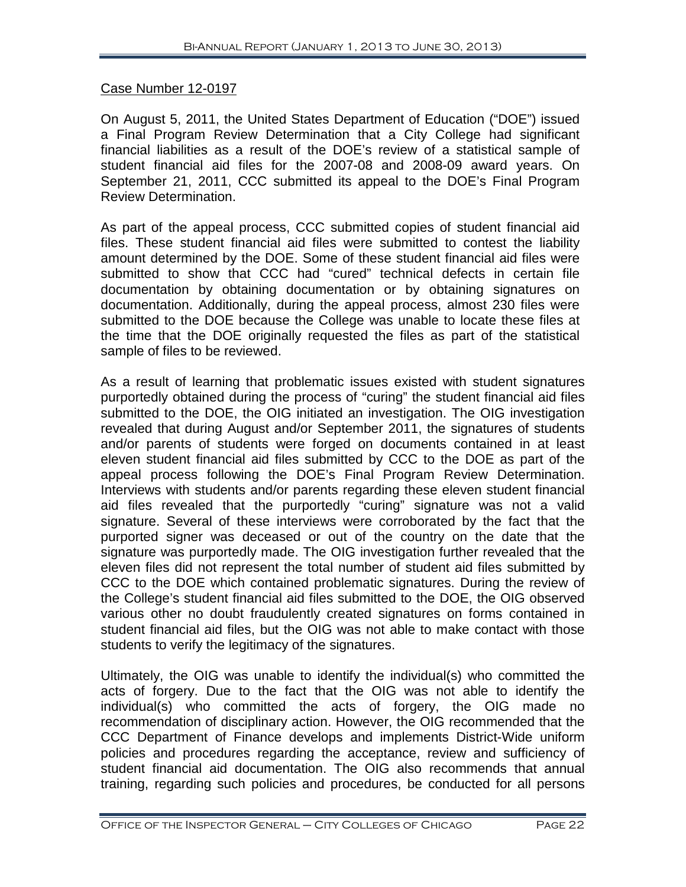Case Number 12-0197

On August 5, 2011, the United States Department of Education ("DOE") issued a Final Program Review Determination that a City College had significant financial liabilities as a result of the DOE's review of a statistical sample of student financial aid files for the 2007-08 and 2008-09 award years. On September 21, 2011, CCC submitted its appeal to the DOE's Final Program Review Determination.

As part of the appeal process, CCC submitted copies of student financial aid files. These student financial aid files were submitted to contest the liability amount determined by the DOE. Some of these student financial aid files were submitted to show that CCC had "cured" technical defects in certain file documentation by obtaining documentation or by obtaining signatures on documentation. Additionally, during the appeal process, almost 230 files were submitted to the DOE because the College was unable to locate these files at the time that the DOE originally requested the files as part of the statistical sample of files to be reviewed.

As a result of learning that problematic issues existed with student signatures purportedly obtained during the process of "curing" the student financial aid files submitted to the DOE, the OIG initiated an investigation. The OIG investigation revealed that during August and/or September 2011, the signatures of students and/or parents of students were forged on documents contained in at least eleven student financial aid files submitted by CCC to the DOE as part of the appeal process following the DOE's Final Program Review Determination. Interviews with students and/or parents regarding these eleven student financial aid files revealed that the purportedly "curing" signature was not a valid signature. Several of these interviews were corroborated by the fact that the purported signer was deceased or out of the country on the date that the signature was purportedly made. The OIG investigation further revealed that the eleven files did not represent the total number of student aid files submitted by CCC to the DOE which contained problematic signatures. During the review of the College's student financial aid files submitted to the DOE, the OIG observed various other no doubt fraudulently created signatures on forms contained in student financial aid files, but the OIG was not able to make contact with those students to verify the legitimacy of the signatures.

Ultimately, the OIG was unable to identify the individual(s) who committed the acts of forgery. Due to the fact that the OIG was not able to identify the individual(s) who committed the acts of forgery, the OIG made no recommendation of disciplinary action. However, the OIG recommended that the CCC Department of Finance develops and implements District-Wide uniform policies and procedures regarding the acceptance, review and sufficiency of student financial aid documentation. The OIG also recommends that annual training, regarding such policies and procedures, be conducted for all persons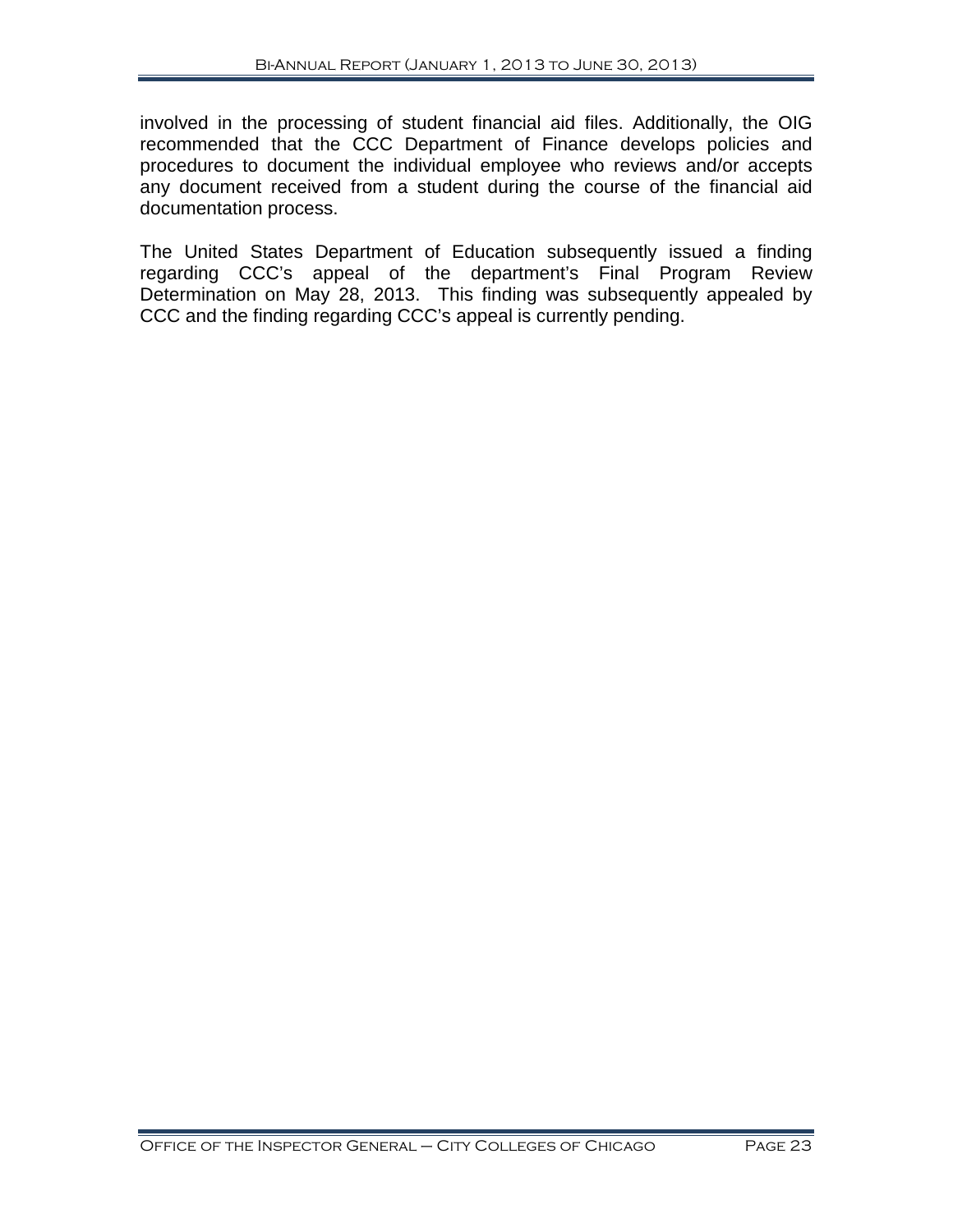involved in the processing of student financial aid files. Additionally, the OIG recommended that the CCC Department of Finance develops policies and procedures to document the individual employee who reviews and/or accepts any document received from a student during the course of the financial aid documentation process.

The United States Department of Education subsequently issued a finding regarding CCC's appeal of the department's Final Program Review Determination on May 28, 2013. This finding was subsequently appealed by CCC and the finding regarding CCC's appeal is currently pending.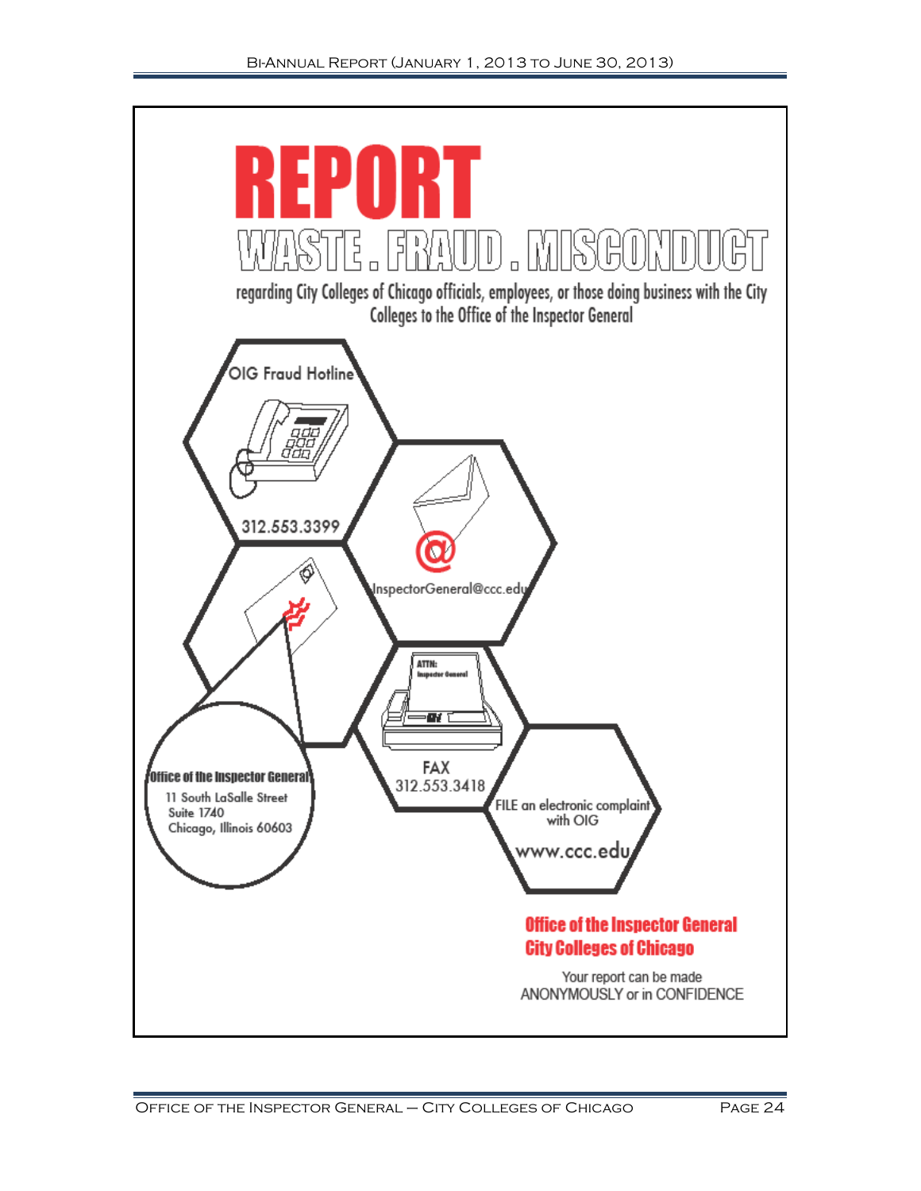# REPORT

## WASTE . FRAUD . MISCONDUCT

regarding City Colleges of Chicago officials, employees, or those doing business with the City Colleges to the Office of the Inspector General

OIG Fraud Hotline

312.553.3399

InspectorGeneral@ccc.edu

ATTN: Inspector General

FAX
312.553.3418

Office of the Inspector General
11 South LaSalle Street
Suite 1740
Chicago, Illinois 60603

FILE an electronic complaint with OIG
www.ccc.edu

**Office of the Inspector General**
**City Colleges of Chicago**

Your report can be made ANONYMOUSLY or in CONFIDENCE